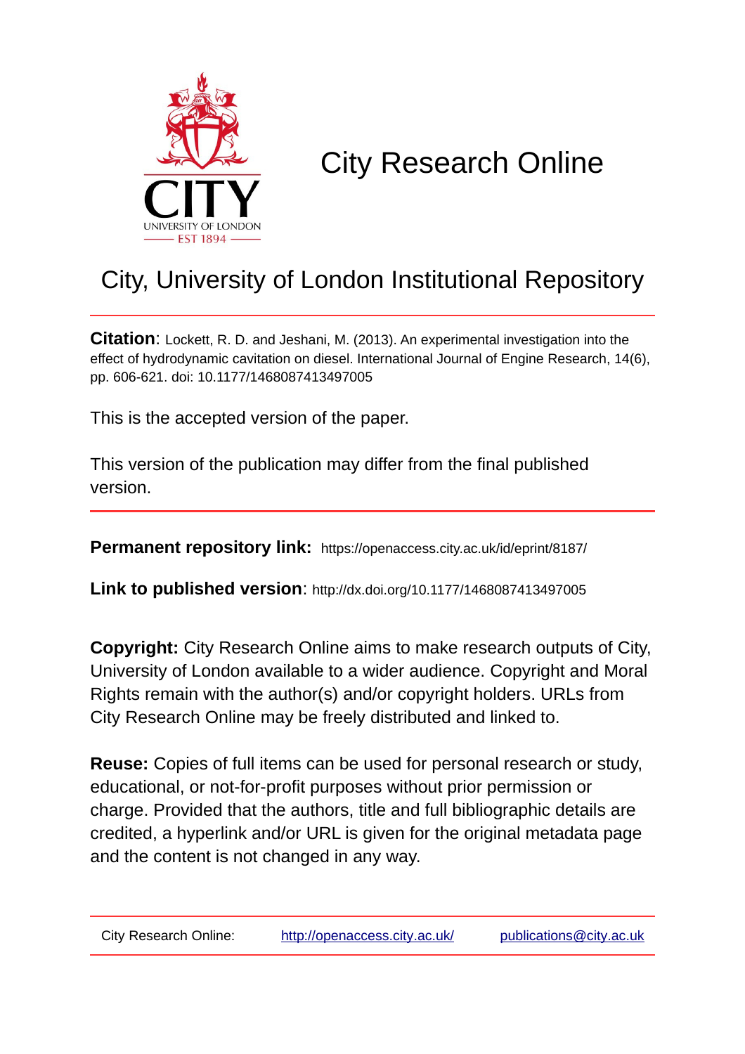# City Research Online

## City, University of London Institutional Repository

**Citation**: Lockett, R. D. and Jeshani, M. (2013). An experimental investigation into the effect of hydrodynamic cavitation on diesel. International Journal of Engine Research, 14(6), pp. 606-621. doi: 10.1177/1468087413497005

This is the accepted version of the paper.

This version of the publication may differ from the final published version.

**Permanent repository link:** https://openaccess.city.ac.uk/id/eprint/8187/

**Link to published version**: http://dx.doi.org/10.1177/1468087413497005

**Copyright:** City Research Online aims to make research outputs of City, University of London available to a wider audience. Copyright and Moral Rights remain with the author(s) and/or copyright holders. URLs from City Research Online may be freely distributed and linked to.

**Reuse:** Copies of full items can be used for personal research or study, educational, or not-for-profit purposes without prior permission or charge. Provided that the authors, title and full bibliographic details are credited, a hyperlink and/or URL is given for the original metadata page and the content is not changed in any way.

City Research Online: http://openaccess.city.ac.uk/ publications@city.ac.uk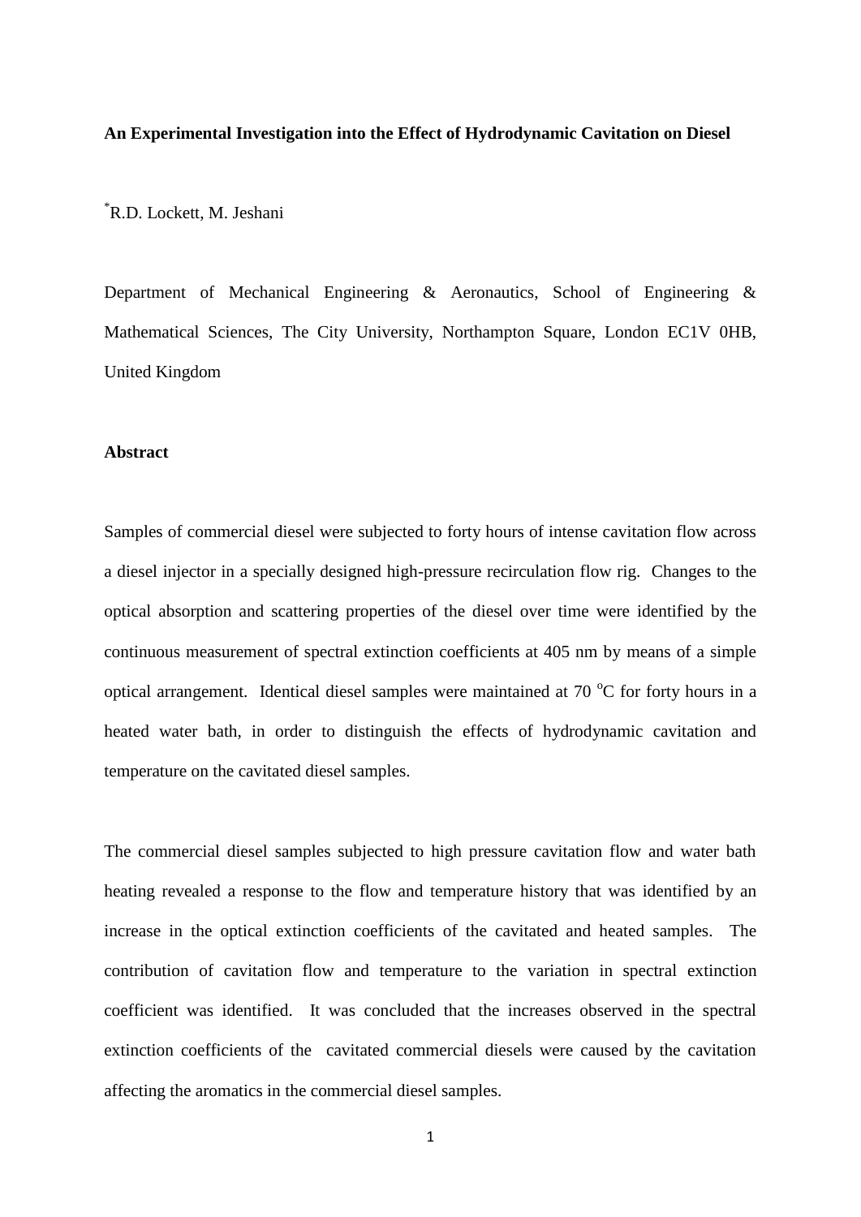**An Experimental Investigation into the Effect of Hydrodynamic Cavitation on Diesel**

[*]R.D. Lockett, M. Jeshani

Department of Mechanical Engineering & Aeronautics, School of Engineering & Mathematical Sciences, The City University, Northampton Square, London EC1V 0HB, United Kingdom

**Abstract**

Samples of commercial diesel were subjected to forty hours of intense cavitation flow across a diesel injector in a specially designed high-pressure recirculation flow rig. Changes to the optical absorption and scattering properties of the diesel over time were identified by the continuous measurement of spectral extinction coefficients at 405 nm by means of a simple optical arrangement. Identical diesel samples were maintained at 70 $^{o}$C for forty hours in a heated water bath, in order to distinguish the effects of hydrodynamic cavitation and temperature on the cavitated diesel samples.

The commercial diesel samples subjected to high pressure cavitation flow and water bath heating revealed a response to the flow and temperature history that was identified by an increase in the optical extinction coefficients of the cavitated and heated samples. The contribution of cavitation flow and temperature to the variation in spectral extinction coefficient was identified. It was concluded that the increases observed in the spectral extinction coefficients of the cavitated commercial diesels were caused by the cavitation affecting the aromatics in the commercial diesel samples.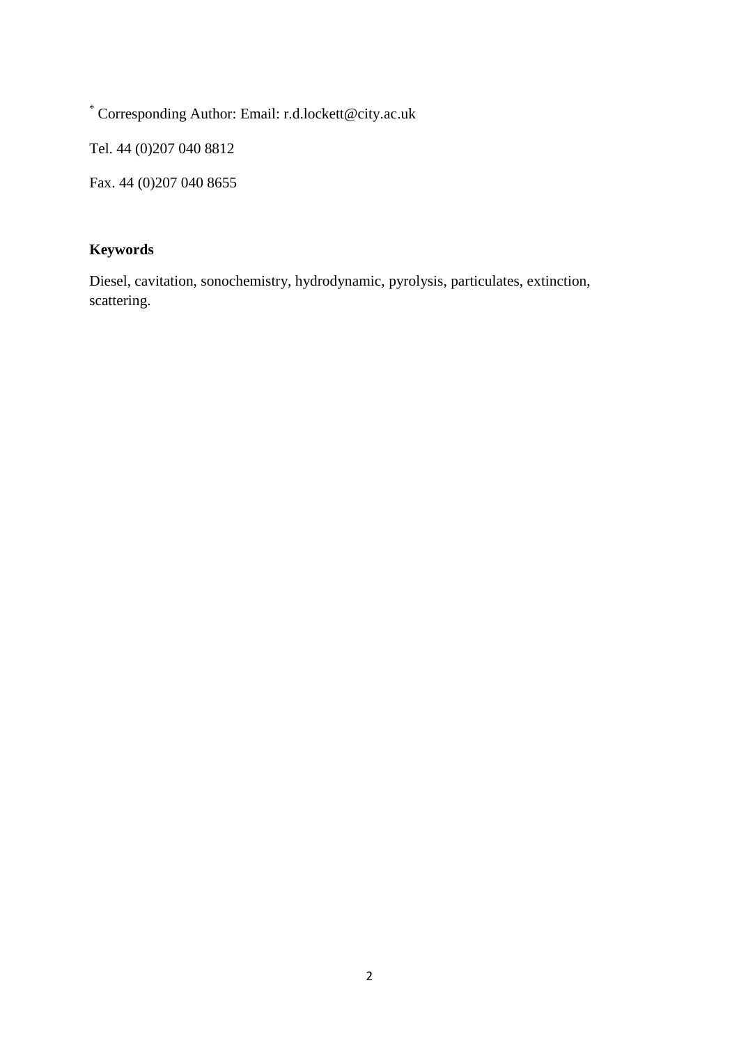* Corresponding Author: Email: r.d.lockett@city.ac.uk

Tel. 44 (0)207 040 8812

Fax. 44 (0)207 040 8655

**Keywords**

Diesel, cavitation, sonochemistry, hydrodynamic, pyrolysis, particulates, extinction, scattering.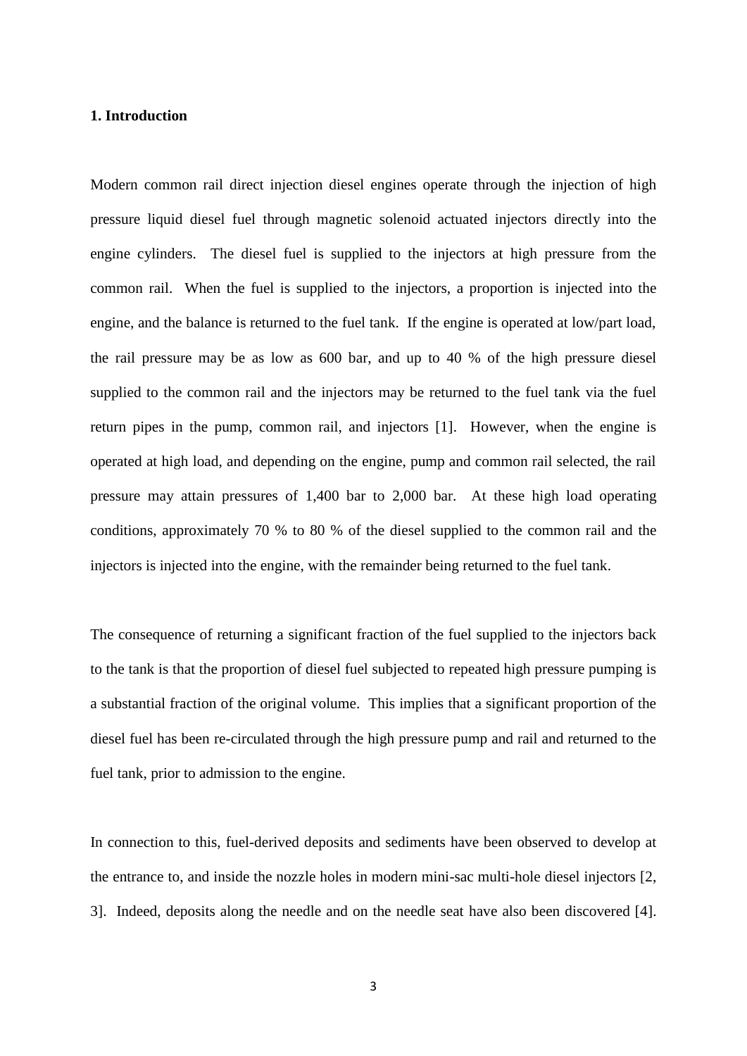**1. Introduction**

Modern common rail direct injection diesel engines operate through the injection of high pressure liquid diesel fuel through magnetic solenoid actuated injectors directly into the engine cylinders. The diesel fuel is supplied to the injectors at high pressure from the common rail. When the fuel is supplied to the injectors, a proportion is injected into the engine, and the balance is returned to the fuel tank. If the engine is operated at low/part load, the rail pressure may be as low as 600 bar, and up to 40 % of the high pressure diesel supplied to the common rail and the injectors may be returned to the fuel tank via the fuel return pipes in the pump, common rail, and injectors [1]. However, when the engine is operated at high load, and depending on the engine, pump and common rail selected, the rail pressure may attain pressures of 1,400 bar to 2,000 bar. At these high load operating conditions, approximately 70 % to 80 % of the diesel supplied to the common rail and the injectors is injected into the engine, with the remainder being returned to the fuel tank.

The consequence of returning a significant fraction of the fuel supplied to the injectors back to the tank is that the proportion of diesel fuel subjected to repeated high pressure pumping is a substantial fraction of the original volume. This implies that a significant proportion of the diesel fuel has been re-circulated through the high pressure pump and rail and returned to the fuel tank, prior to admission to the engine.

In connection to this, fuel-derived deposits and sediments have been observed to develop at the entrance to, and inside the nozzle holes in modern mini-sac multi-hole diesel injectors [2, 3]. Indeed, deposits along the needle and on the needle seat have also been discovered [4].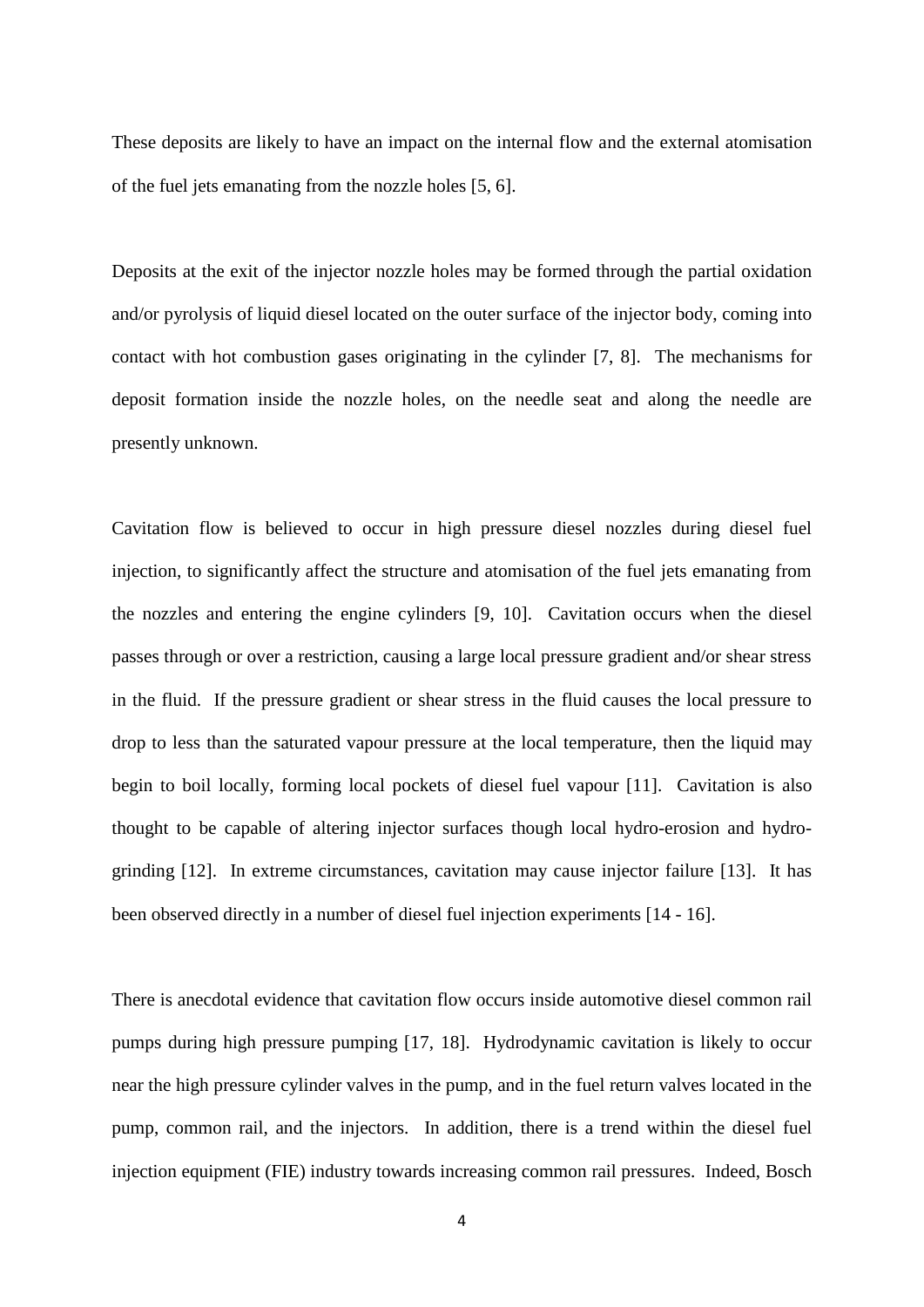These deposits are likely to have an impact on the internal flow and the external atomisation of the fuel jets emanating from the nozzle holes [5, 6].

Deposits at the exit of the injector nozzle holes may be formed through the partial oxidation and/or pyrolysis of liquid diesel located on the outer surface of the injector body, coming into contact with hot combustion gases originating in the cylinder [7, 8]. The mechanisms for deposit formation inside the nozzle holes, on the needle seat and along the needle are presently unknown.

Cavitation flow is believed to occur in high pressure diesel nozzles during diesel fuel injection, to significantly affect the structure and atomisation of the fuel jets emanating from the nozzles and entering the engine cylinders [9, 10]. Cavitation occurs when the diesel passes through or over a restriction, causing a large local pressure gradient and/or shear stress in the fluid. If the pressure gradient or shear stress in the fluid causes the local pressure to drop to less than the saturated vapour pressure at the local temperature, then the liquid may begin to boil locally, forming local pockets of diesel fuel vapour [11]. Cavitation is also thought to be capable of altering injector surfaces though local hydro-erosion and hydro-grinding [12]. In extreme circumstances, cavitation may cause injector failure [13]. It has been observed directly in a number of diesel fuel injection experiments [14 - 16].

There is anecdotal evidence that cavitation flow occurs inside automotive diesel common rail pumps during high pressure pumping [17, 18]. Hydrodynamic cavitation is likely to occur near the high pressure cylinder valves in the pump, and in the fuel return valves located in the pump, common rail, and the injectors. In addition, there is a trend within the diesel fuel injection equipment (FIE) industry towards increasing common rail pressures. Indeed, Bosch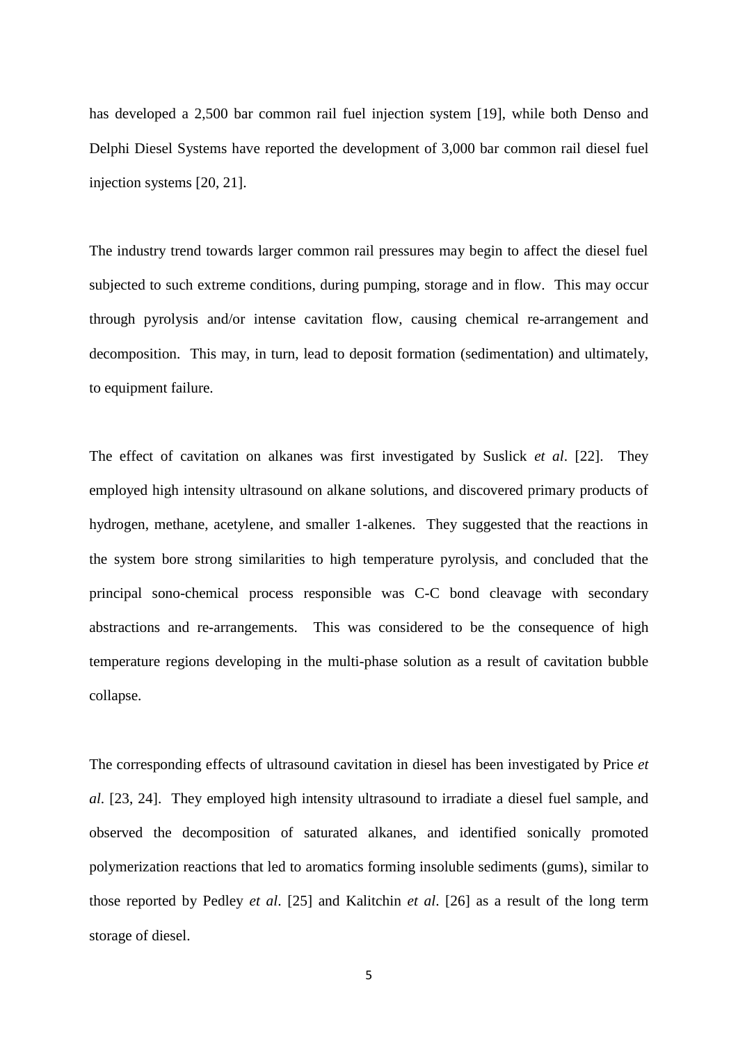has developed a 2,500 bar common rail fuel injection system [19], while both Denso and Delphi Diesel Systems have reported the development of 3,000 bar common rail diesel fuel injection systems [20, 21].

The industry trend towards larger common rail pressures may begin to affect the diesel fuel subjected to such extreme conditions, during pumping, storage and in flow. This may occur through pyrolysis and/or intense cavitation flow, causing chemical re-arrangement and decomposition. This may, in turn, lead to deposit formation (sedimentation) and ultimately, to equipment failure.

The effect of cavitation on alkanes was first investigated by Suslick *et al*. [22]. They employed high intensity ultrasound on alkane solutions, and discovered primary products of hydrogen, methane, acetylene, and smaller 1-alkenes. They suggested that the reactions in the system bore strong similarities to high temperature pyrolysis, and concluded that the principal sono-chemical process responsible was C-C bond cleavage with secondary abstractions and re-arrangements. This was considered to be the consequence of high temperature regions developing in the multi-phase solution as a result of cavitation bubble collapse.

The corresponding effects of ultrasound cavitation in diesel has been investigated by Price *et al*. [23, 24]. They employed high intensity ultrasound to irradiate a diesel fuel sample, and observed the decomposition of saturated alkanes, and identified sonically promoted polymerization reactions that led to aromatics forming insoluble sediments (gums), similar to those reported by Pedley *et al*. [25] and Kalitchin *et al*. [26] as a result of the long term storage of diesel.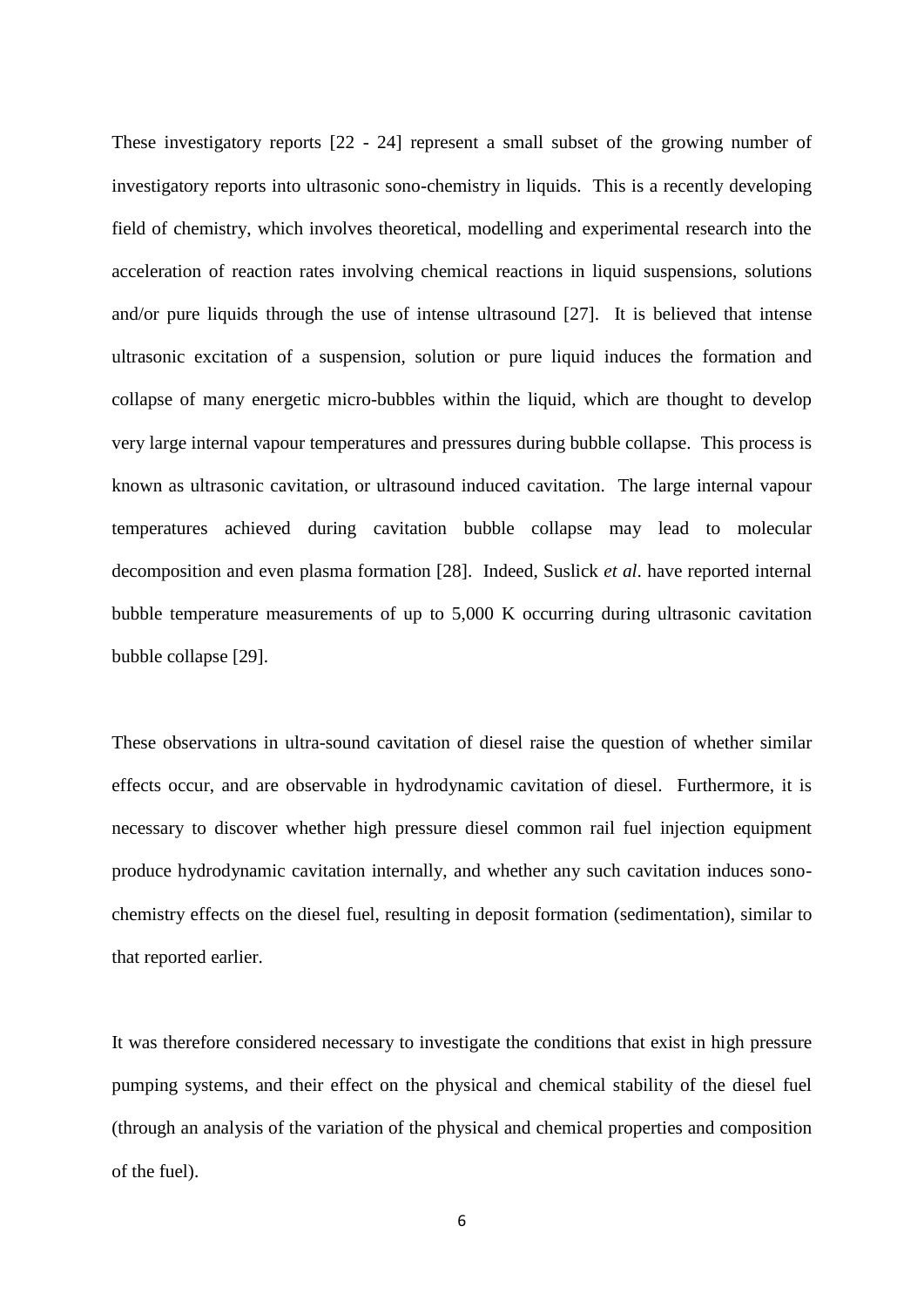These investigatory reports [22 - 24] represent a small subset of the growing number of investigatory reports into ultrasonic sono-chemistry in liquids. This is a recently developing field of chemistry, which involves theoretical, modelling and experimental research into the acceleration of reaction rates involving chemical reactions in liquid suspensions, solutions and/or pure liquids through the use of intense ultrasound [27]. It is believed that intense ultrasonic excitation of a suspension, solution or pure liquid induces the formation and collapse of many energetic micro-bubbles within the liquid, which are thought to develop very large internal vapour temperatures and pressures during bubble collapse. This process is known as ultrasonic cavitation, or ultrasound induced cavitation. The large internal vapour temperatures achieved during cavitation bubble collapse may lead to molecular decomposition and even plasma formation [28]. Indeed, Suslick *et al*. have reported internal bubble temperature measurements of up to 5,000 K occurring during ultrasonic cavitation bubble collapse [29].

These observations in ultra-sound cavitation of diesel raise the question of whether similar effects occur, and are observable in hydrodynamic cavitation of diesel. Furthermore, it is necessary to discover whether high pressure diesel common rail fuel injection equipment produce hydrodynamic cavitation internally, and whether any such cavitation induces sono-chemistry effects on the diesel fuel, resulting in deposit formation (sedimentation), similar to that reported earlier.

It was therefore considered necessary to investigate the conditions that exist in high pressure pumping systems, and their effect on the physical and chemical stability of the diesel fuel (through an analysis of the variation of the physical and chemical properties and composition of the fuel).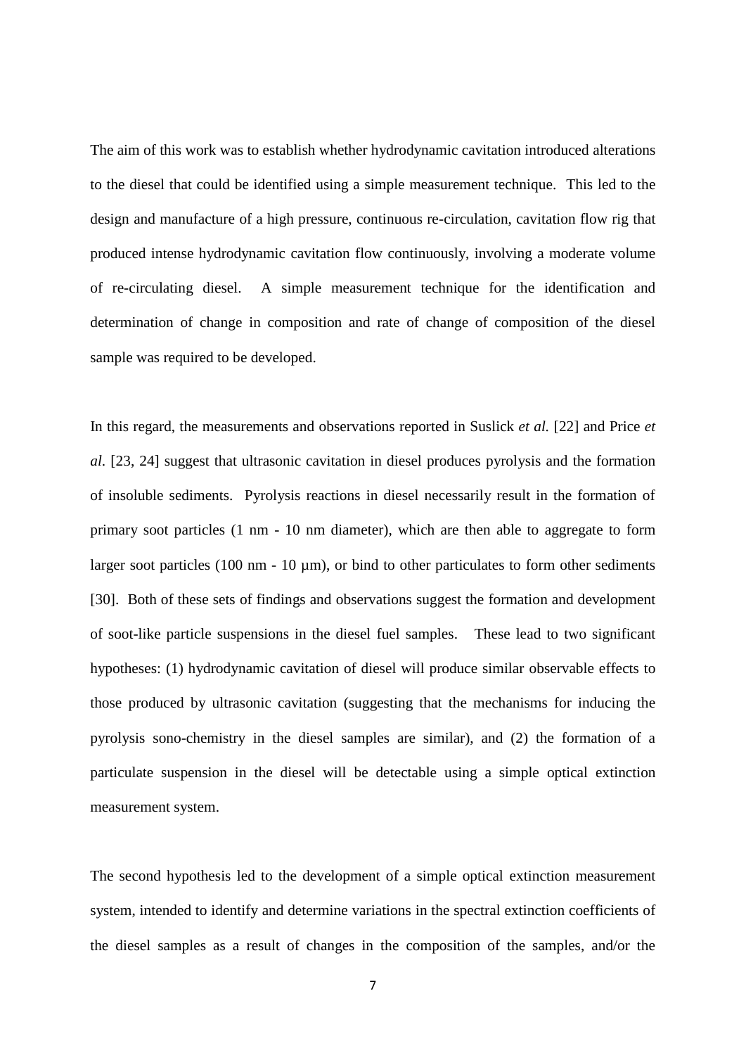The aim of this work was to establish whether hydrodynamic cavitation introduced alterations to the diesel that could be identified using a simple measurement technique. This led to the design and manufacture of a high pressure, continuous re-circulation, cavitation flow rig that produced intense hydrodynamic cavitation flow continuously, involving a moderate volume of re-circulating diesel. A simple measurement technique for the identification and determination of change in composition and rate of change of composition of the diesel sample was required to be developed.

In this regard, the measurements and observations reported in Suslick *et al.* [22] and Price *et al.* [23, 24] suggest that ultrasonic cavitation in diesel produces pyrolysis and the formation of insoluble sediments. Pyrolysis reactions in diesel necessarily result in the formation of primary soot particles (1 nm - 10 nm diameter), which are then able to aggregate to form larger soot particles (100 nm - 10 μm), or bind to other particulates to form other sediments [30]. Both of these sets of findings and observations suggest the formation and development of soot-like particle suspensions in the diesel fuel samples. These lead to two significant hypotheses: (1) hydrodynamic cavitation of diesel will produce similar observable effects to those produced by ultrasonic cavitation (suggesting that the mechanisms for inducing the pyrolysis sono-chemistry in the diesel samples are similar), and (2) the formation of a particulate suspension in the diesel will be detectable using a simple optical extinction measurement system.

The second hypothesis led to the development of a simple optical extinction measurement system, intended to identify and determine variations in the spectral extinction coefficients of the diesel samples as a result of changes in the composition of the samples, and/or the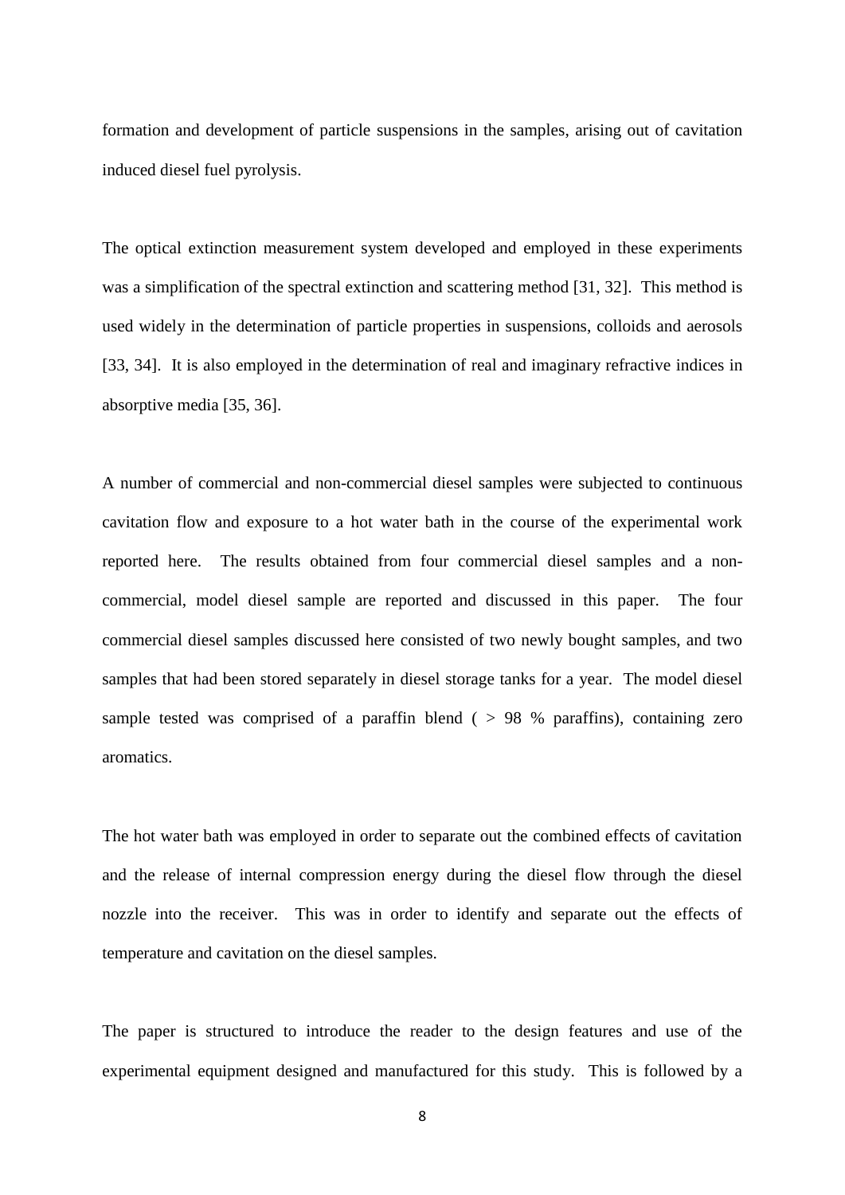formation and development of particle suspensions in the samples, arising out of cavitation induced diesel fuel pyrolysis.

The optical extinction measurement system developed and employed in these experiments was a simplification of the spectral extinction and scattering method [31, 32]. This method is used widely in the determination of particle properties in suspensions, colloids and aerosols [33, 34]. It is also employed in the determination of real and imaginary refractive indices in absorptive media [35, 36].

A number of commercial and non-commercial diesel samples were subjected to continuous cavitation flow and exposure to a hot water bath in the course of the experimental work reported here. The results obtained from four commercial diesel samples and a non-commercial, model diesel sample are reported and discussed in this paper. The four commercial diesel samples discussed here consisted of two newly bought samples, and two samples that had been stored separately in diesel storage tanks for a year. The model diesel sample tested was comprised of a paraffin blend ( > 98 % paraffins), containing zero aromatics.

The hot water bath was employed in order to separate out the combined effects of cavitation and the release of internal compression energy during the diesel flow through the diesel nozzle into the receiver. This was in order to identify and separate out the effects of temperature and cavitation on the diesel samples.

The paper is structured to introduce the reader to the design features and use of the experimental equipment designed and manufactured for this study. This is followed by a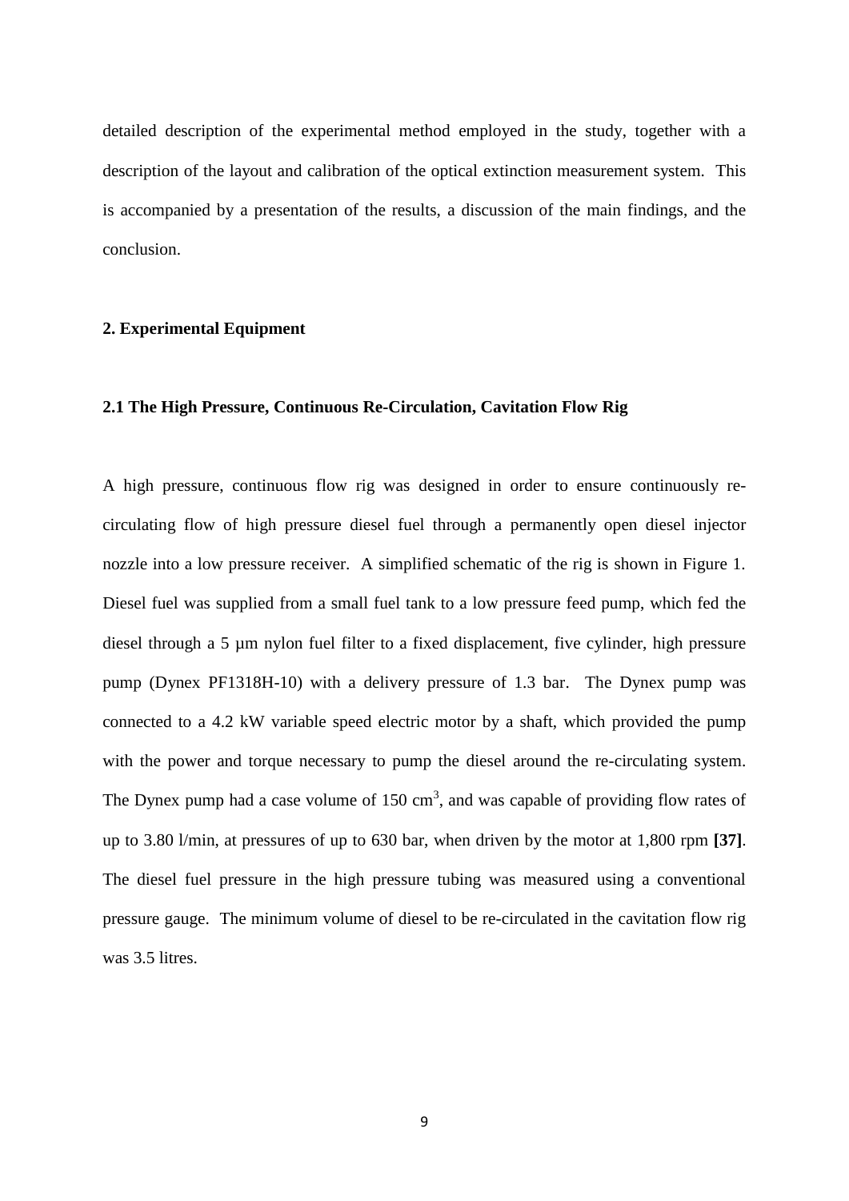detailed description of the experimental method employed in the study, together with a description of the layout and calibration of the optical extinction measurement system. This is accompanied by a presentation of the results, a discussion of the main findings, and the conclusion.

## 2. Experimental Equipment

### 2.1 The High Pressure, Continuous Re-Circulation, Cavitation Flow Rig

A high pressure, continuous flow rig was designed in order to ensure continuously re-circulating flow of high pressure diesel fuel through a permanently open diesel injector nozzle into a low pressure receiver. A simplified schematic of the rig is shown in Figure 1. Diesel fuel was supplied from a small fuel tank to a low pressure feed pump, which fed the diesel through a 5 µm nylon fuel filter to a fixed displacement, five cylinder, high pressure pump (Dynex PF1318H-10) with a delivery pressure of 1.3 bar. The Dynex pump was connected to a 4.2 kW variable speed electric motor by a shaft, which provided the pump with the power and torque necessary to pump the diesel around the re-circulating system. The Dynex pump had a case volume of 150 $cm^3$, and was capable of providing flow rates of up to 3.80 l/min, at pressures of up to 630 bar, when driven by the motor at 1,800 rpm **[37]**. The diesel fuel pressure in the high pressure tubing was measured using a conventional pressure gauge. The minimum volume of diesel to be re-circulated in the cavitation flow rig was 3.5 litres.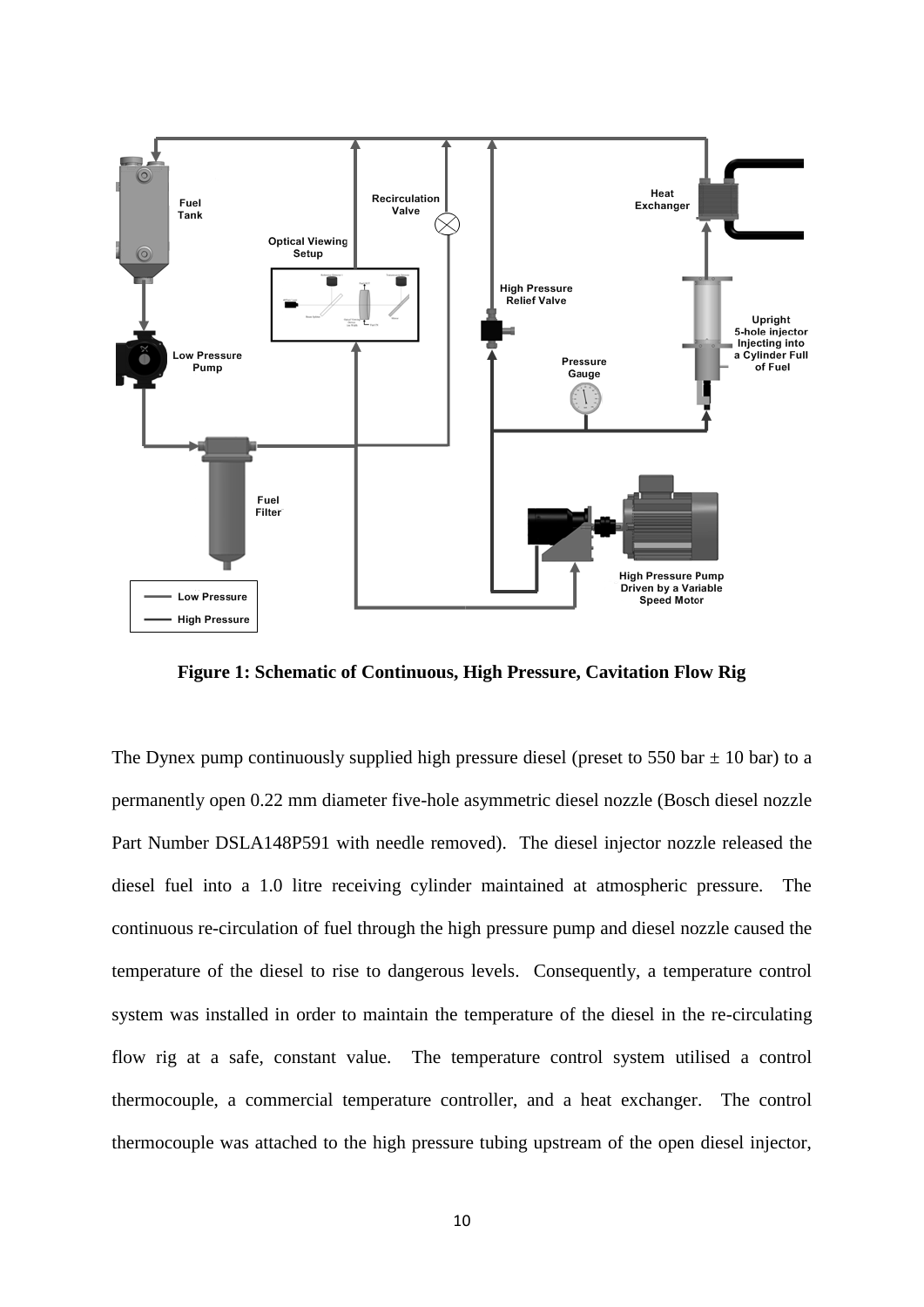**Figure 1: Schematic of Continuous, High Pressure, Cavitation Flow Rig**

The Dynex pump continuously supplied high pressure diesel (preset to 550 bar ± 10 bar) to a permanently open 0.22 mm diameter five-hole asymmetric diesel nozzle (Bosch diesel nozzle Part Number DSLA148P591 with needle removed). The diesel injector nozzle released the diesel fuel into a 1.0 litre receiving cylinder maintained at atmospheric pressure. The continuous re-circulation of fuel through the high pressure pump and diesel nozzle caused the temperature of the diesel to rise to dangerous levels. Consequently, a temperature control system was installed in order to maintain the temperature of the diesel in the re-circulating flow rig at a safe, constant value. The temperature control system utilised a control thermocouple, a commercial temperature controller, and a heat exchanger. The control thermocouple was attached to the high pressure tubing upstream of the open diesel injector,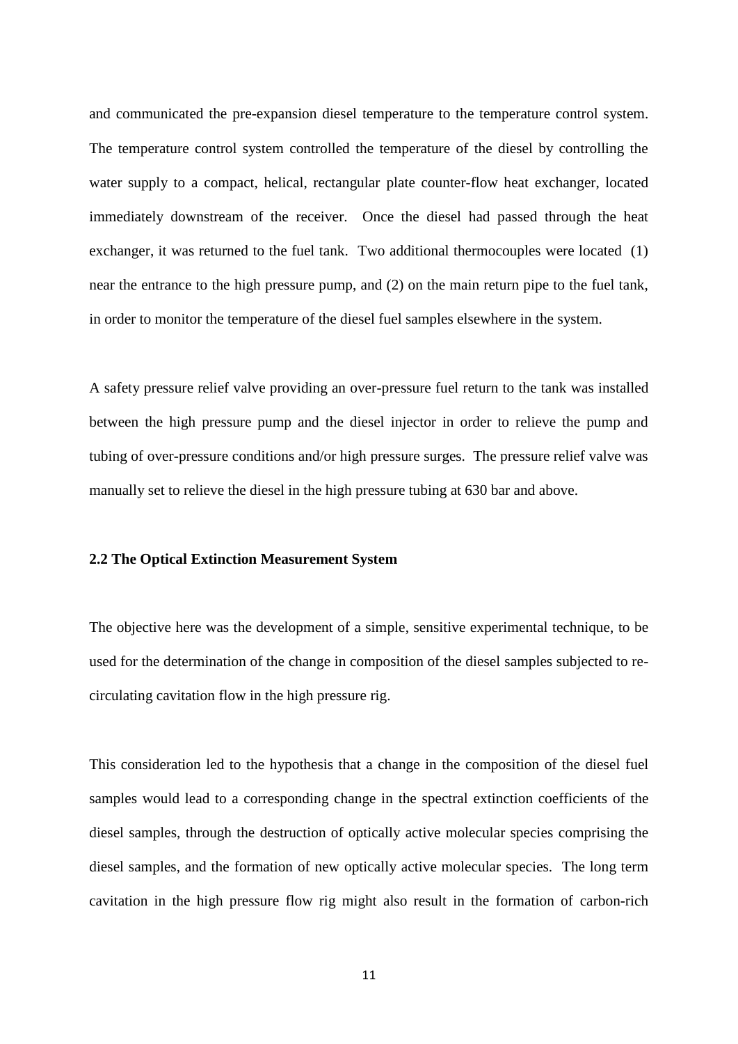and communicated the pre-expansion diesel temperature to the temperature control system. The temperature control system controlled the temperature of the diesel by controlling the water supply to a compact, helical, rectangular plate counter-flow heat exchanger, located immediately downstream of the receiver. Once the diesel had passed through the heat exchanger, it was returned to the fuel tank. Two additional thermocouples were located (1) near the entrance to the high pressure pump, and (2) on the main return pipe to the fuel tank, in order to monitor the temperature of the diesel fuel samples elsewhere in the system.

A safety pressure relief valve providing an over-pressure fuel return to the tank was installed between the high pressure pump and the diesel injector in order to relieve the pump and tubing of over-pressure conditions and/or high pressure surges. The pressure relief valve was manually set to relieve the diesel in the high pressure tubing at 630 bar and above.

### 2.2 The Optical Extinction Measurement System

The objective here was the development of a simple, sensitive experimental technique, to be used for the determination of the change in composition of the diesel samples subjected to re-circulating cavitation flow in the high pressure rig.

This consideration led to the hypothesis that a change in the composition of the diesel fuel samples would lead to a corresponding change in the spectral extinction coefficients of the diesel samples, through the destruction of optically active molecular species comprising the diesel samples, and the formation of new optically active molecular species. The long term cavitation in the high pressure flow rig might also result in the formation of carbon-rich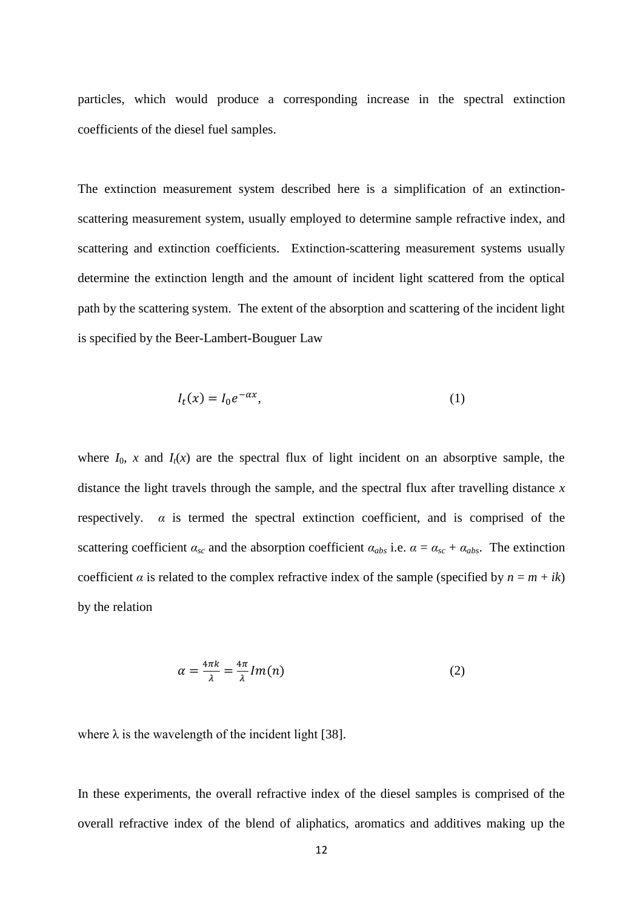particles, which would produce a corresponding increase in the spectral extinction coefficients of the diesel fuel samples.

The extinction measurement system described here is a simplification of an extinction-scattering measurement system, usually employed to determine sample refractive index, and scattering and extinction coefficients. Extinction-scattering measurement systems usually determine the extinction length and the amount of incident light scattered from the optical path by the scattering system. The extent of the absorption and scattering of the incident light is specified by the Beer-Lambert-Bouguer Law

$$I_t(x) = I_0 e^{-\alpha x}, \tag{1}$$

where $I_0$, $x$ and $I_t(x)$ are the spectral flux of light incident on an absorptive sample, the distance the light travels through the sample, and the spectral flux after travelling distance $x$ respectively. $\alpha$ is termed the spectral extinction coefficient, and is comprised of the scattering coefficient $\alpha_{sc}$ and the absorption coefficient $\alpha_{abs}$ i.e. $\alpha = \alpha_{sc} + \alpha_{abs}$. The extinction coefficient $\alpha$ is related to the complex refractive index of the sample (specified by $n = m + ik$) by the relation

$$\alpha = \frac{4\pi k}{\lambda} = \frac{4\pi}{\lambda} Im(n) \tag{2}$$

where $\lambda$ is the wavelength of the incident light [38].

In these experiments, the overall refractive index of the diesel samples is comprised of the overall refractive index of the blend of aliphatics, aromatics and additives making up the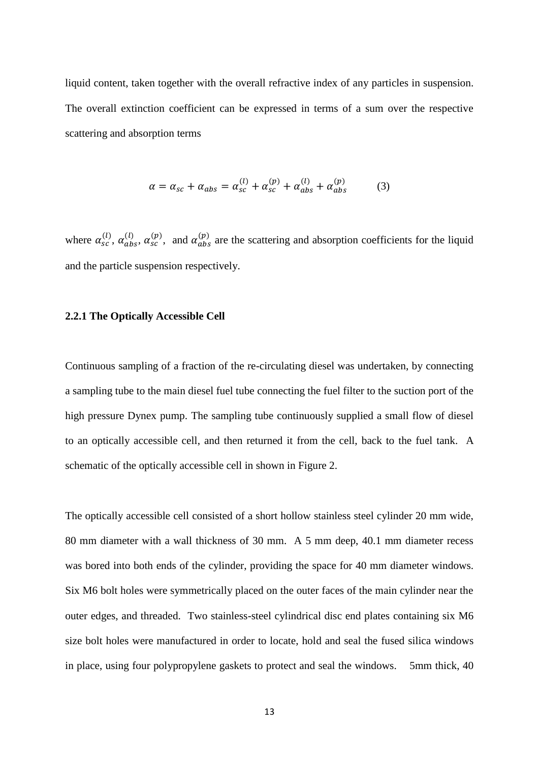liquid content, taken together with the overall refractive index of any particles in suspension. The overall extinction coefficient can be expressed in terms of a sum over the respective scattering and absorption terms

$$\alpha = \alpha_{sc} + \alpha_{abs} = \alpha_{sc}^{(l)} + \alpha_{sc}^{(p)} + \alpha_{abs}^{(l)} + \alpha_{abs}^{(p)} \qquad (3)$$

where $\alpha_{sc}^{(l)}$, $\alpha_{abs}^{(l)}$, $\alpha_{sc}^{(p)}$, and $\alpha_{abs}^{(p)}$ are the scattering and absorption coefficients for the liquid and the particle suspension respectively.

### 2.2.1 The Optically Accessible Cell

Continuous sampling of a fraction of the re-circulating diesel was undertaken, by connecting a sampling tube to the main diesel fuel tube connecting the fuel filter to the suction port of the high pressure Dynex pump. The sampling tube continuously supplied a small flow of diesel to an optically accessible cell, and then returned it from the cell, back to the fuel tank. A schematic of the optically accessible cell in shown in Figure 2.

The optically accessible cell consisted of a short hollow stainless steel cylinder 20 mm wide, 80 mm diameter with a wall thickness of 30 mm. A 5 mm deep, 40.1 mm diameter recess was bored into both ends of the cylinder, providing the space for 40 mm diameter windows. Six M6 bolt holes were symmetrically placed on the outer faces of the main cylinder near the outer edges, and threaded. Two stainless-steel cylindrical disc end plates containing six M6 size bolt holes were manufactured in order to locate, hold and seal the fused silica windows in place, using four polypropylene gaskets to protect and seal the windows. 5mm thick, 40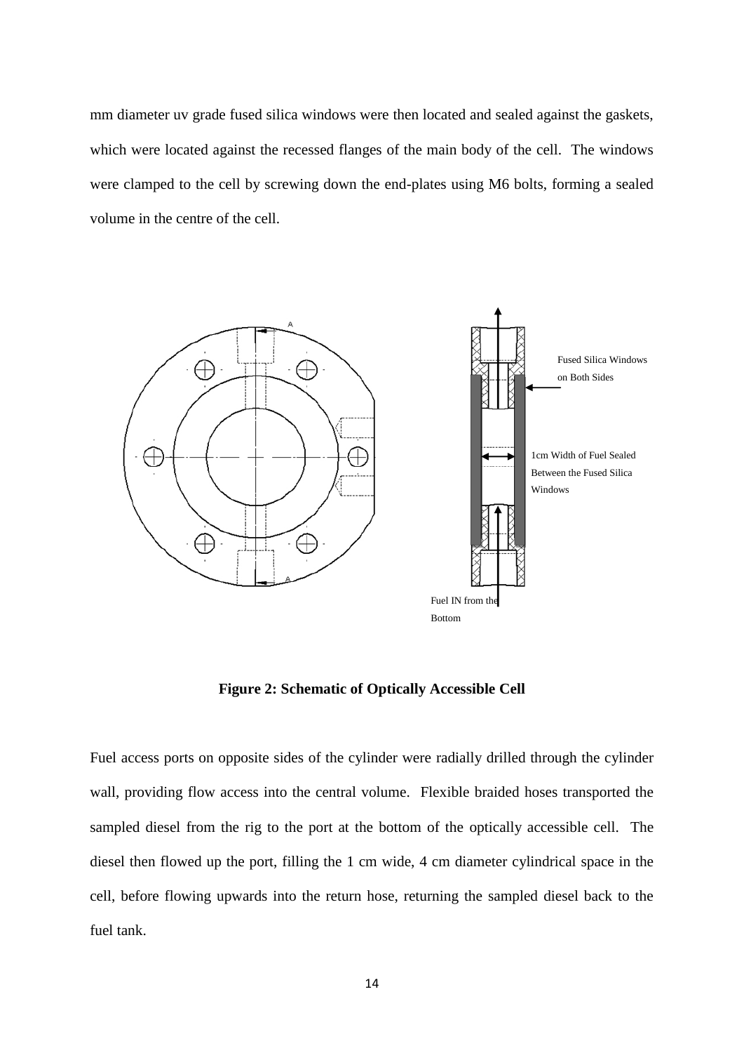mm diameter uv grade fused silica windows were then located and sealed against the gaskets, which were located against the recessed flanges of the main body of the cell. The windows were clamped to the cell by screwing down the end-plates using M6 bolts, forming a sealed volume in the centre of the cell.

**Figure 2: Schematic of Optically Accessible Cell**

Fuel access ports on opposite sides of the cylinder were radially drilled through the cylinder wall, providing flow access into the central volume. Flexible braided hoses transported the sampled diesel from the rig to the port at the bottom of the optically accessible cell. The diesel then flowed up the port, filling the 1 cm wide, 4 cm diameter cylindrical space in the cell, before flowing upwards into the return hose, returning the sampled diesel back to the fuel tank.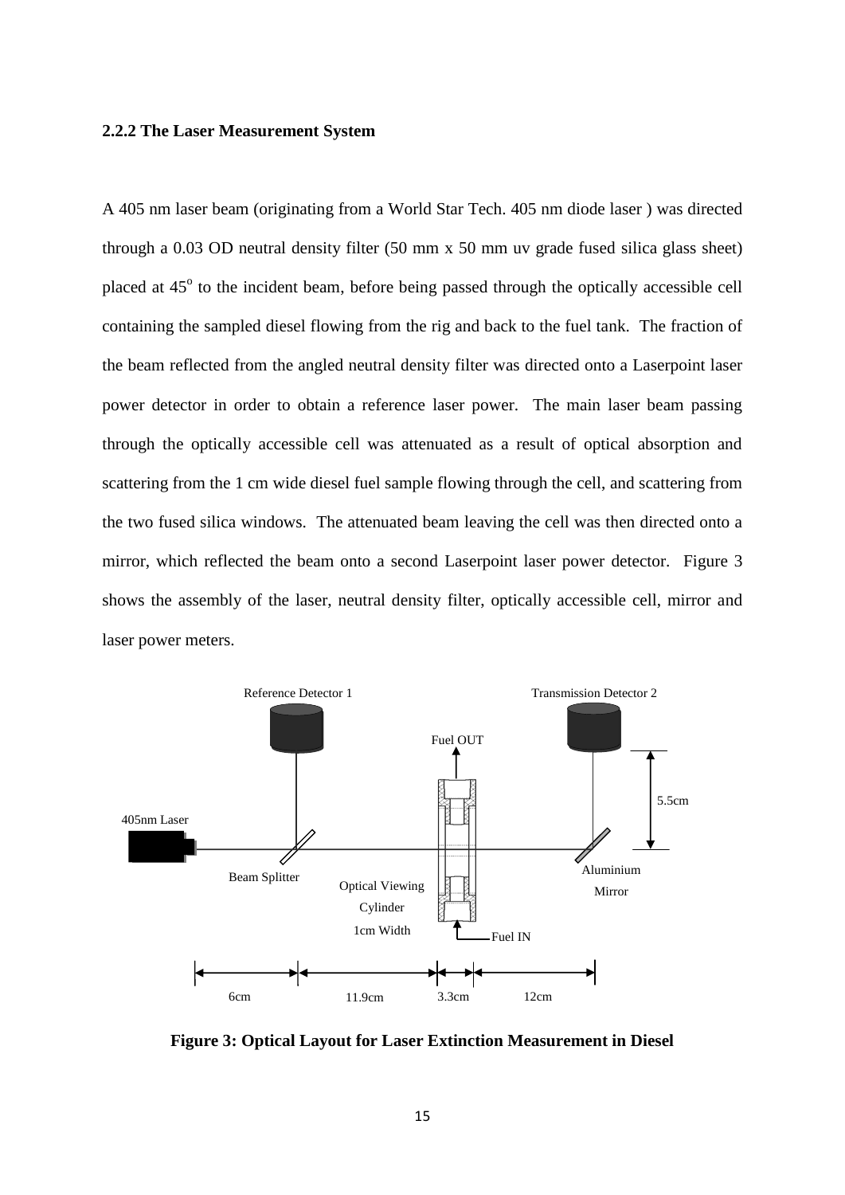### 2.2.2 The Laser Measurement System

A 405 nm laser beam (originating from a World Star Tech. 405 nm diode laser ) was directed through a 0.03 OD neutral density filter (50 mm x 50 mm uv grade fused silica glass sheet) placed at 45$^{o}$ to the incident beam, before being passed through the optically accessible cell containing the sampled diesel flowing from the rig and back to the fuel tank. The fraction of the beam reflected from the angled neutral density filter was directed onto a Laserpoint laser power detector in order to obtain a reference laser power. The main laser beam passing through the optically accessible cell was attenuated as a result of optical absorption and scattering from the 1 cm wide diesel fuel sample flowing through the cell, and scattering from the two fused silica windows. The attenuated beam leaving the cell was then directed onto a mirror, which reflected the beam onto a second Laserpoint laser power detector. Figure 3 shows the assembly of the laser, neutral density filter, optically accessible cell, mirror and laser power meters.

**Figure 3: Optical Layout for Laser Extinction Measurement in Diesel**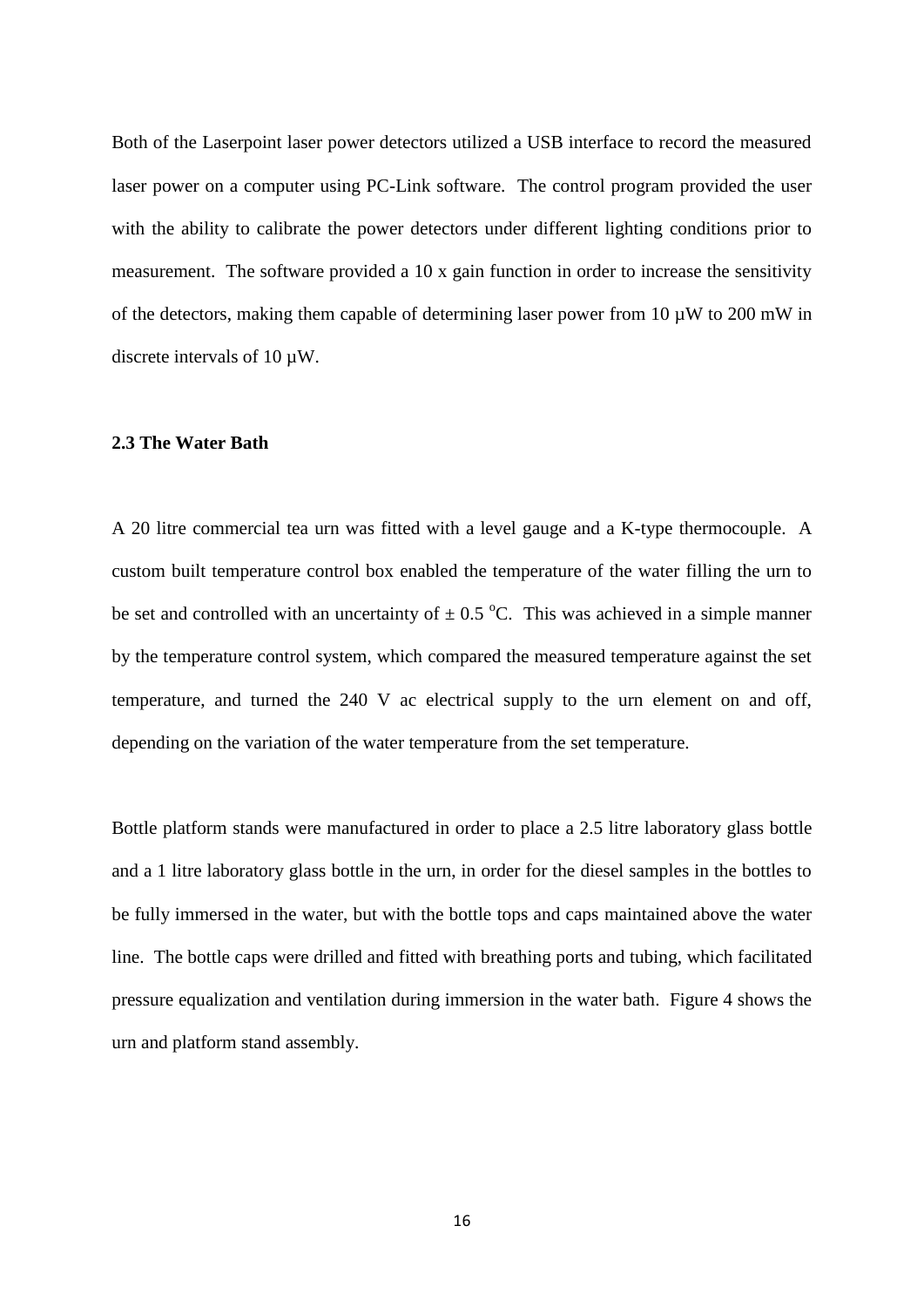Both of the Laserpoint laser power detectors utilized a USB interface to record the measured laser power on a computer using PC-Link software. The control program provided the user with the ability to calibrate the power detectors under different lighting conditions prior to measurement. The software provided a 10 x gain function in order to increase the sensitivity of the detectors, making them capable of determining laser power from 10 µW to 200 mW in discrete intervals of 10 µW.

### 2.3 The Water Bath

A 20 litre commercial tea urn was fitted with a level gauge and a K-type thermocouple. A custom built temperature control box enabled the temperature of the water filling the urn to be set and controlled with an uncertainty of $\pm$ 0.5 $^{o}$C. This was achieved in a simple manner by the temperature control system, which compared the measured temperature against the set temperature, and turned the 240 V ac electrical supply to the urn element on and off, depending on the variation of the water temperature from the set temperature.

Bottle platform stands were manufactured in order to place a 2.5 litre laboratory glass bottle and a 1 litre laboratory glass bottle in the urn, in order for the diesel samples in the bottles to be fully immersed in the water, but with the bottle tops and caps maintained above the water line. The bottle caps were drilled and fitted with breathing ports and tubing, which facilitated pressure equalization and ventilation during immersion in the water bath. Figure 4 shows the urn and platform stand assembly.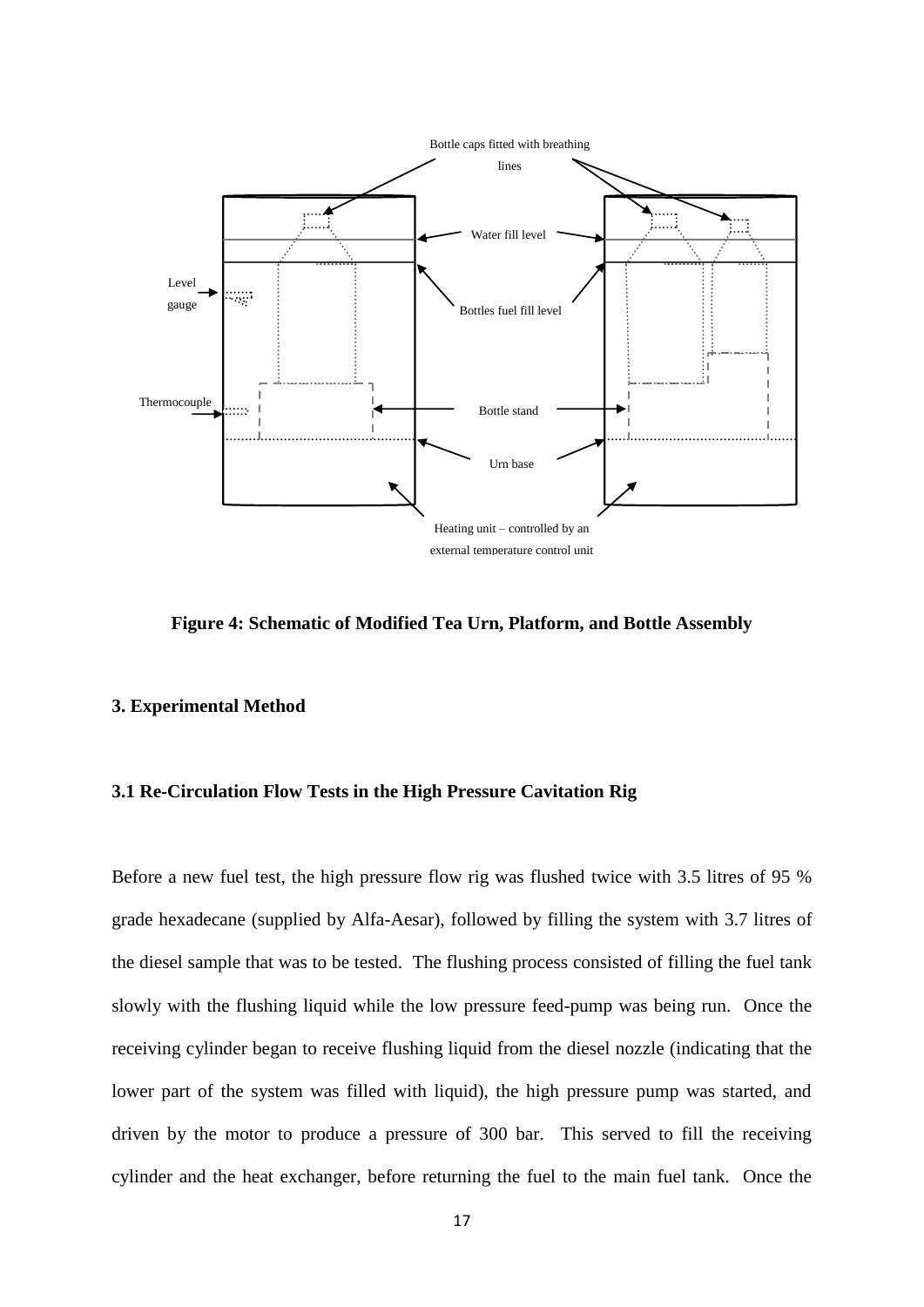**Figure 4: Schematic of Modified Tea Urn, Platform, and Bottle Assembly**

## 3. Experimental Method

### 3.1 Re-Circulation Flow Tests in the High Pressure Cavitation Rig

Before a new fuel test, the high pressure flow rig was flushed twice with 3.5 litres of 95 % grade hexadecane (supplied by Alfa-Aesar), followed by filling the system with 3.7 litres of the diesel sample that was to be tested. The flushing process consisted of filling the fuel tank slowly with the flushing liquid while the low pressure feed-pump was being run. Once the receiving cylinder began to receive flushing liquid from the diesel nozzle (indicating that the lower part of the system was filled with liquid), the high pressure pump was started, and driven by the motor to produce a pressure of 300 bar. This served to fill the receiving cylinder and the heat exchanger, before returning the fuel to the main fuel tank. Once the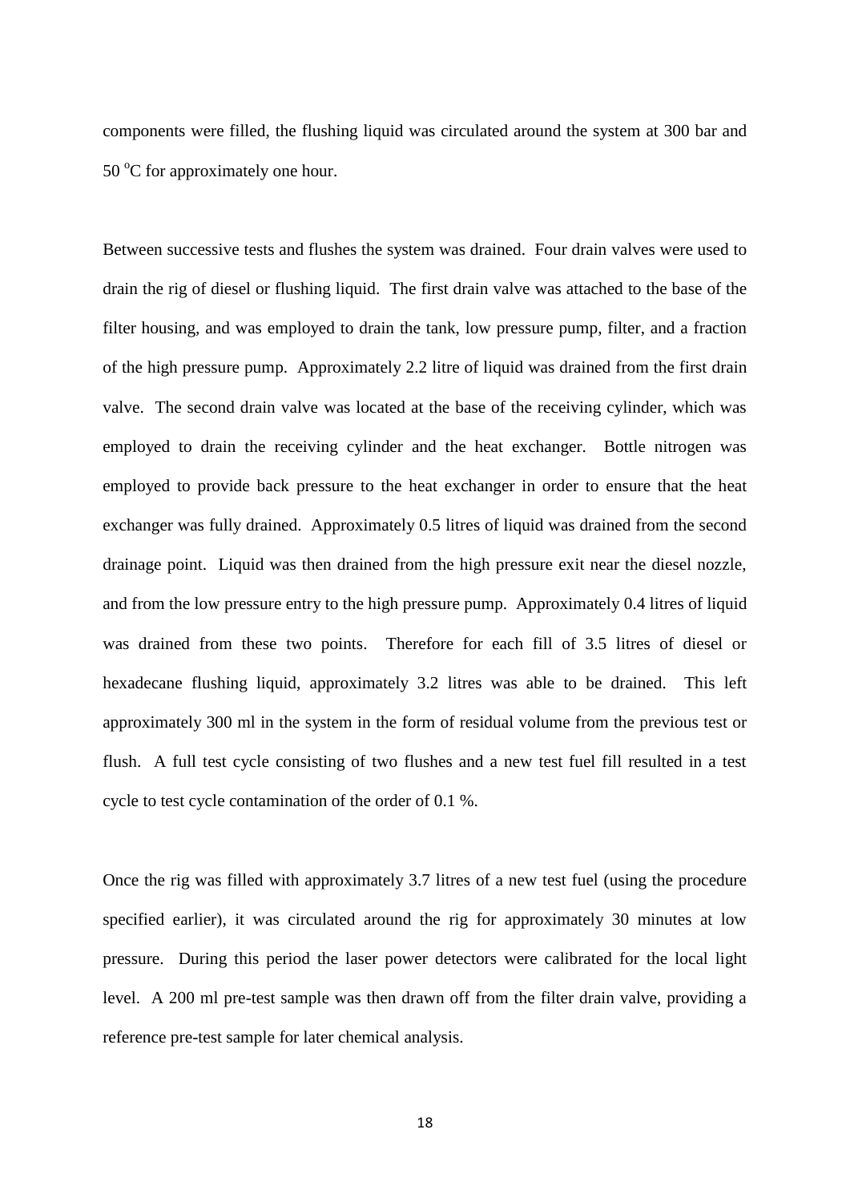components were filled, the flushing liquid was circulated around the system at 300 bar and 50 $^{o}$C for approximately one hour.

Between successive tests and flushes the system was drained. Four drain valves were used to drain the rig of diesel or flushing liquid. The first drain valve was attached to the base of the filter housing, and was employed to drain the tank, low pressure pump, filter, and a fraction of the high pressure pump. Approximately 2.2 litre of liquid was drained from the first drain valve. The second drain valve was located at the base of the receiving cylinder, which was employed to drain the receiving cylinder and the heat exchanger. Bottle nitrogen was employed to provide back pressure to the heat exchanger in order to ensure that the heat exchanger was fully drained. Approximately 0.5 litres of liquid was drained from the second drainage point. Liquid was then drained from the high pressure exit near the diesel nozzle, and from the low pressure entry to the high pressure pump. Approximately 0.4 litres of liquid was drained from these two points. Therefore for each fill of 3.5 litres of diesel or hexadecane flushing liquid, approximately 3.2 litres was able to be drained. This left approximately 300 ml in the system in the form of residual volume from the previous test or flush. A full test cycle consisting of two flushes and a new test fuel fill resulted in a test cycle to test cycle contamination of the order of 0.1 %.

Once the rig was filled with approximately 3.7 litres of a new test fuel (using the procedure specified earlier), it was circulated around the rig for approximately 30 minutes at low pressure. During this period the laser power detectors were calibrated for the local light level. A 200 ml pre-test sample was then drawn off from the filter drain valve, providing a reference pre-test sample for later chemical analysis.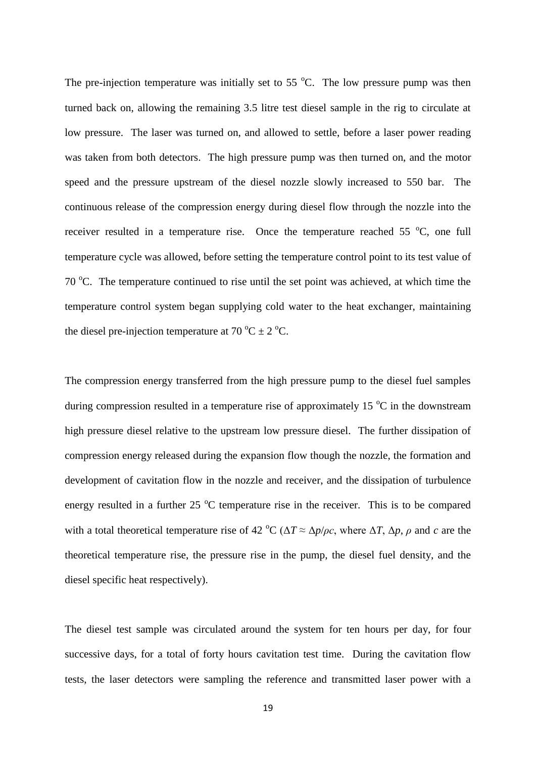The pre-injection temperature was initially set to 55 $^{o}$C. The low pressure pump was then turned back on, allowing the remaining 3.5 litre test diesel sample in the rig to circulate at low pressure. The laser was turned on, and allowed to settle, before a laser power reading was taken from both detectors. The high pressure pump was then turned on, and the motor speed and the pressure upstream of the diesel nozzle slowly increased to 550 bar. The continuous release of the compression energy during diesel flow through the nozzle into the receiver resulted in a temperature rise. Once the temperature reached 55 $^{o}$C, one full temperature cycle was allowed, before setting the temperature control point to its test value of 70 $^{o}$C. The temperature continued to rise until the set point was achieved, at which time the temperature control system began supplying cold water to the heat exchanger, maintaining the diesel pre-injection temperature at 70 $^{o}$C ± 2 $^{o}$C.

The compression energy transferred from the high pressure pump to the diesel fuel samples during compression resulted in a temperature rise of approximately 15 $^{o}$C in the downstream high pressure diesel relative to the upstream low pressure diesel. The further dissipation of compression energy released during the expansion flow though the nozzle, the formation and development of cavitation flow in the nozzle and receiver, and the dissipation of turbulence energy resulted in a further 25 $^{o}$C temperature rise in the receiver. This is to be compared with a total theoretical temperature rise of 42 $^{o}$C ($\Delta T \approx \Delta p/\rho c$, where $\Delta T$, $\Delta p$, $\rho$ and $c$ are the theoretical temperature rise, the pressure rise in the pump, the diesel fuel density, and the diesel specific heat respectively).

The diesel test sample was circulated around the system for ten hours per day, for four successive days, for a total of forty hours cavitation test time. During the cavitation flow tests, the laser detectors were sampling the reference and transmitted laser power with a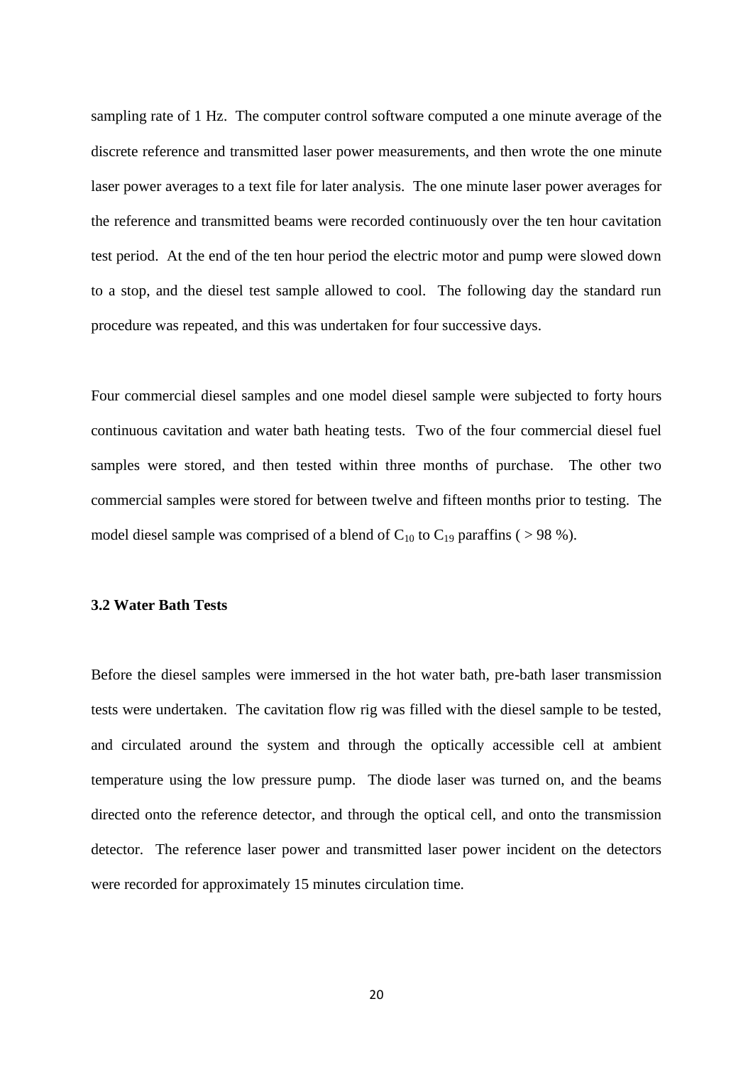sampling rate of 1 Hz. The computer control software computed a one minute average of the discrete reference and transmitted laser power measurements, and then wrote the one minute laser power averages to a text file for later analysis. The one minute laser power averages for the reference and transmitted beams were recorded continuously over the ten hour cavitation test period. At the end of the ten hour period the electric motor and pump were slowed down to a stop, and the diesel test sample allowed to cool. The following day the standard run procedure was repeated, and this was undertaken for four successive days.

Four commercial diesel samples and one model diesel sample were subjected to forty hours continuous cavitation and water bath heating tests. Two of the four commercial diesel fuel samples were stored, and then tested within three months of purchase. The other two commercial samples were stored for between twelve and fifteen months prior to testing. The model diesel sample was comprised of a blend of $C_{10}$ to $C_{19}$ paraffins ( > 98 %).

### 3.2 Water Bath Tests

Before the diesel samples were immersed in the hot water bath, pre-bath laser transmission tests were undertaken. The cavitation flow rig was filled with the diesel sample to be tested, and circulated around the system and through the optically accessible cell at ambient temperature using the low pressure pump. The diode laser was turned on, and the beams directed onto the reference detector, and through the optical cell, and onto the transmission detector. The reference laser power and transmitted laser power incident on the detectors were recorded for approximately 15 minutes circulation time.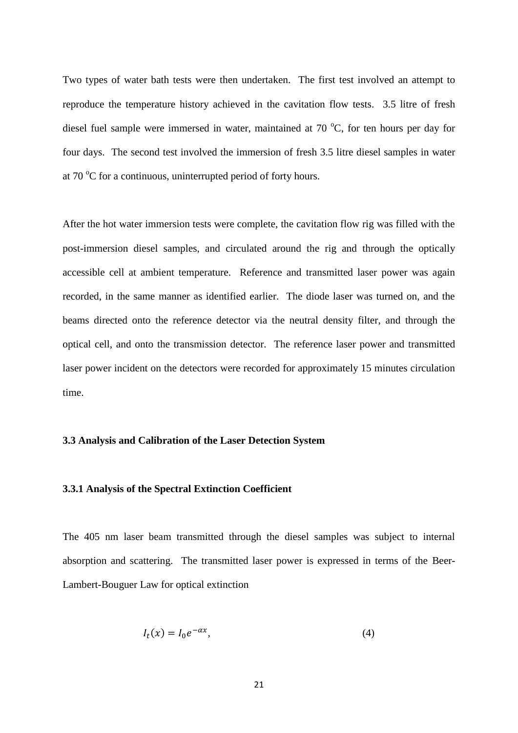Two types of water bath tests were then undertaken. The first test involved an attempt to reproduce the temperature history achieved in the cavitation flow tests. 3.5 litre of fresh diesel fuel sample were immersed in water, maintained at 70 $^{o}$C, for ten hours per day for four days. The second test involved the immersion of fresh 3.5 litre diesel samples in water at 70 $^{o}$C for a continuous, uninterrupted period of forty hours.

After the hot water immersion tests were complete, the cavitation flow rig was filled with the post-immersion diesel samples, and circulated around the rig and through the optically accessible cell at ambient temperature. Reference and transmitted laser power was again recorded, in the same manner as identified earlier. The diode laser was turned on, and the beams directed onto the reference detector via the neutral density filter, and through the optical cell, and onto the transmission detector. The reference laser power and transmitted laser power incident on the detectors were recorded for approximately 15 minutes circulation time.

### 3.3 Analysis and Calibration of the Laser Detection System

#### 3.3.1 Analysis of the Spectral Extinction Coefficient

The 405 nm laser beam transmitted through the diesel samples was subject to internal absorption and scattering. The transmitted laser power is expressed in terms of the Beer-Lambert-Bouguer Law for optical extinction

$$I_t(x) = I_0 e^{-\alpha x}, \tag{4}$$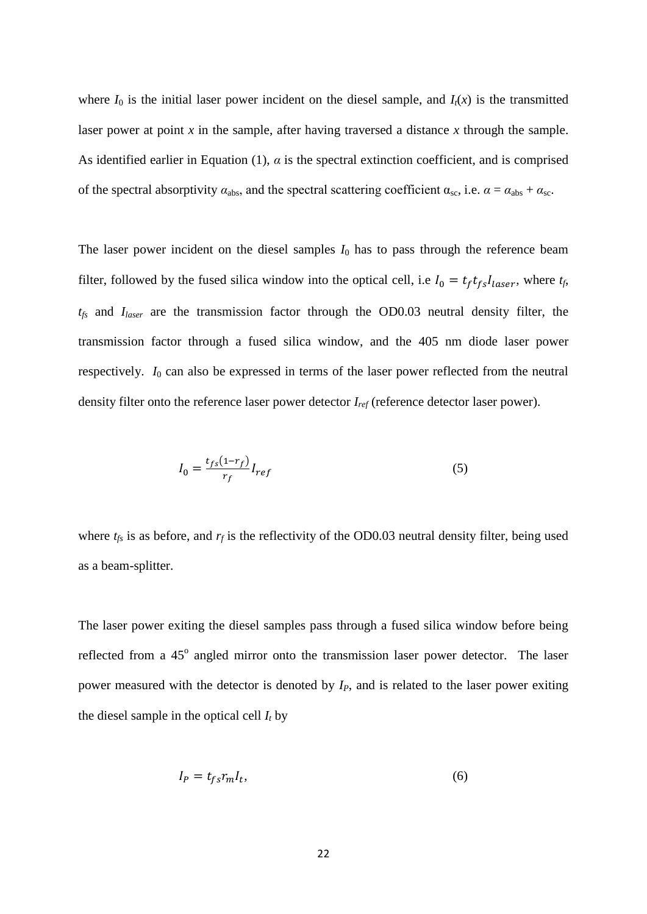where $I_0$ is the initial laser power incident on the diesel sample, and $I_t(x)$ is the transmitted laser power at point $x$ in the sample, after having traversed a distance $x$ through the sample. As identified earlier in Equation (1), $\alpha$ is the spectral extinction coefficient, and is comprised of the spectral absorptivity $\alpha_{abs}$, and the spectral scattering coefficient $\alpha_{sc}$, i.e. $\alpha = \alpha_{abs} + \alpha_{sc}$.

The laser power incident on the diesel samples $I_0$ has to pass through the reference beam filter, followed by the fused silica window into the optical cell, i.e $I_0 = t_f t_{fs} I_{laser}$, where $t_f$, $t_{fs}$ and $I_{laser}$ are the transmission factor through the OD0.03 neutral density filter, the transmission factor through a fused silica window, and the 405 nm diode laser power respectively. $I_0$ can also be expressed in terms of the laser power reflected from the neutral density filter onto the reference laser power detector $I_{ref}$ (reference detector laser power).

$$I_0 = \frac{t_{fs}(1-r_f)}{r_f} I_{ref} \tag{5}$$

where $t_{fs}$ is as before, and $r_f$ is the reflectivity of the OD0.03 neutral density filter, being used as a beam-splitter.

The laser power exiting the diesel samples pass through a fused silica window before being reflected from a 45° angled mirror onto the transmission laser power detector. The laser power measured with the detector is denoted by $I_P$, and is related to the laser power exiting the diesel sample in the optical cell $I_t$ by

$$I_P = t_{fs} r_m I_t, \tag{6}$$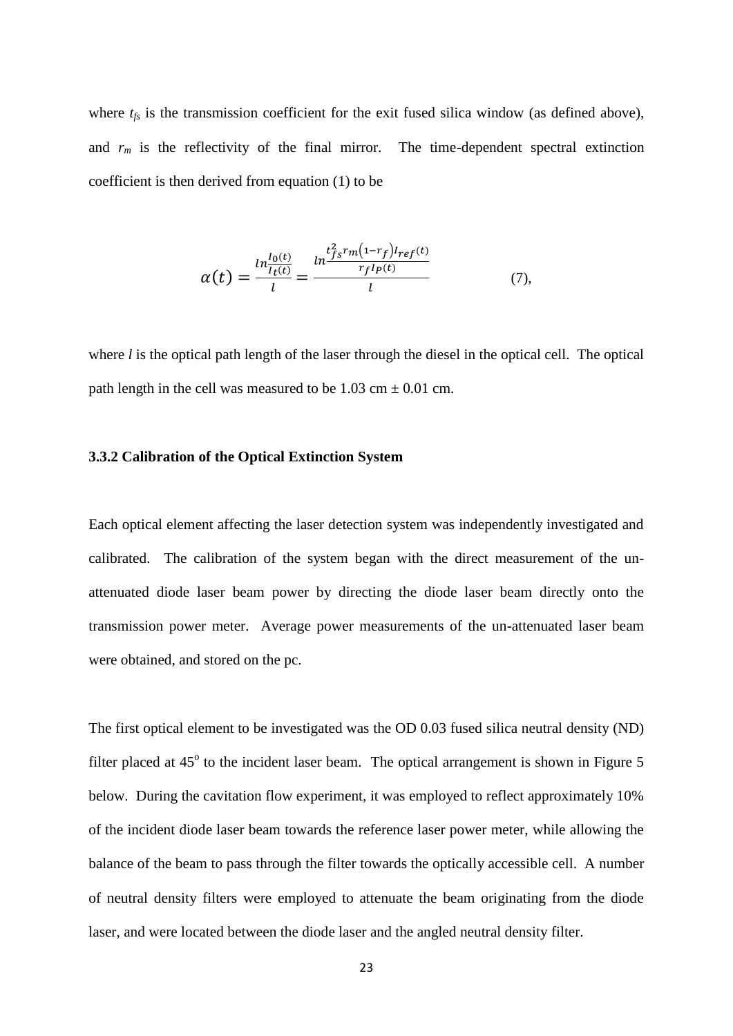where $t_{fs}$ is the transmission coefficient for the exit fused silica window (as defined above), and $r_m$ is the reflectivity of the final mirror. The time-dependent spectral extinction coefficient is then derived from equation (1) to be

$$\alpha(t) = \frac{ln\frac{I_0(t)}{I_t(t)}}{l} = \frac{ln\frac{t_{fs}^2 r_m (1-r_f) I_{ref}(t)}{r_f I_P(t)}}{l} \qquad (7),$$

where $l$ is the optical path length of the laser through the diesel in the optical cell. The optical path length in the cell was measured to be 1.03 cm ± 0.01 cm.

### 3.3.2 Calibration of the Optical Extinction System

Each optical element affecting the laser detection system was independently investigated and calibrated. The calibration of the system began with the direct measurement of the un-attenuated diode laser beam power by directing the diode laser beam directly onto the transmission power meter. Average power measurements of the un-attenuated laser beam were obtained, and stored on the pc.

The first optical element to be investigated was the OD 0.03 fused silica neutral density (ND) filter placed at 45$^o$ to the incident laser beam. The optical arrangement is shown in Figure 5 below. During the cavitation flow experiment, it was employed to reflect approximately 10% of the incident diode laser beam towards the reference laser power meter, while allowing the balance of the beam to pass through the filter towards the optically accessible cell. A number of neutral density filters were employed to attenuate the beam originating from the diode laser, and were located between the diode laser and the angled neutral density filter.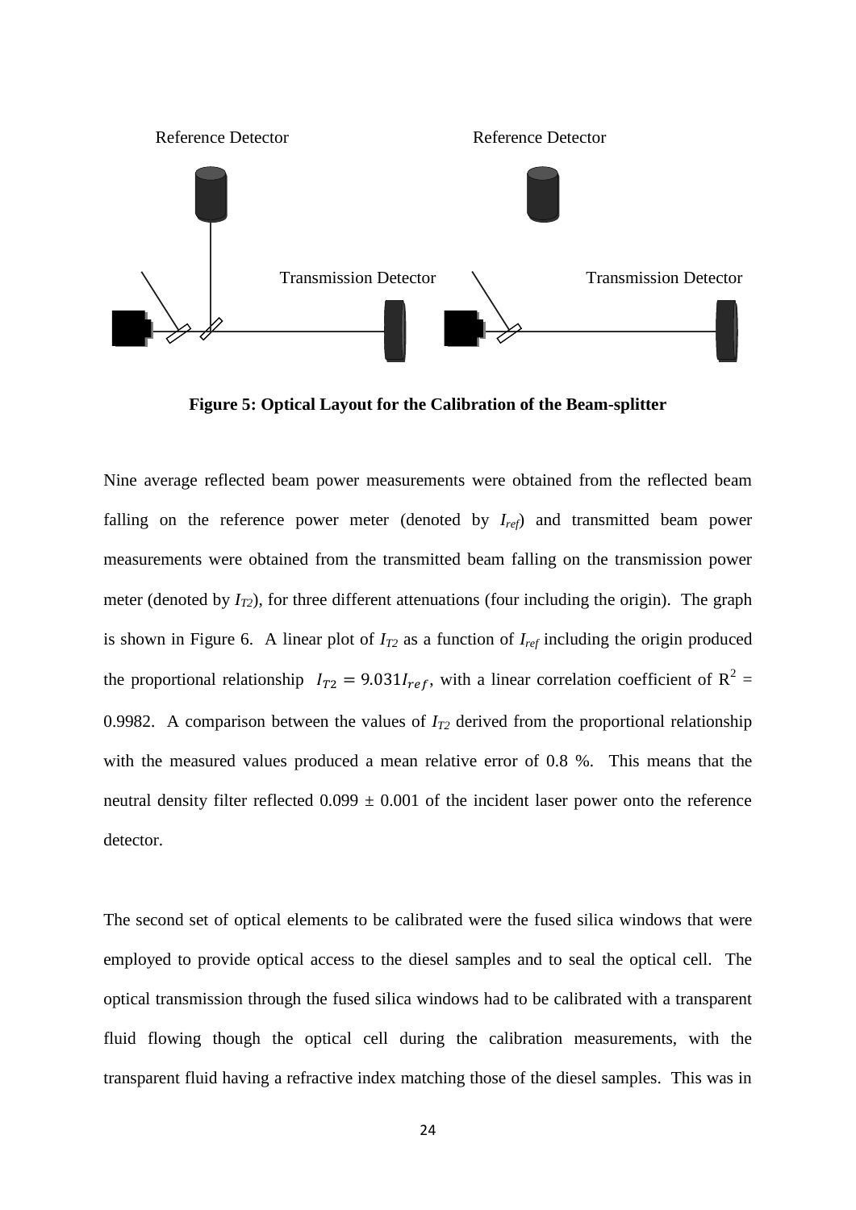Reference Detector

Reference Detector

Transmission Detector

Transmission Detector

**Figure 5: Optical Layout for the Calibration of the Beam-splitter**

Nine average reflected beam power measurements were obtained from the reflected beam falling on the reference power meter (denoted by $I_{ref}$) and transmitted beam power measurements were obtained from the transmitted beam falling on the transmission power meter (denoted by $I_{T2}$), for three different attenuations (four including the origin). The graph is shown in Figure 6. A linear plot of $I_{T2}$ as a function of $I_{ref}$ including the origin produced the proportional relationship $I_{T2} = 9.031 I_{ref}$, with a linear correlation coefficient of $R^2$ = 0.9982. A comparison between the values of $I_{T2}$ derived from the proportional relationship with the measured values produced a mean relative error of 0.8 %. This means that the neutral density filter reflected 0.099 ± 0.001 of the incident laser power onto the reference detector.

The second set of optical elements to be calibrated were the fused silica windows that were employed to provide optical access to the diesel samples and to seal the optical cell. The optical transmission through the fused silica windows had to be calibrated with a transparent fluid flowing though the optical cell during the calibration measurements, with the transparent fluid having a refractive index matching those of the diesel samples. This was in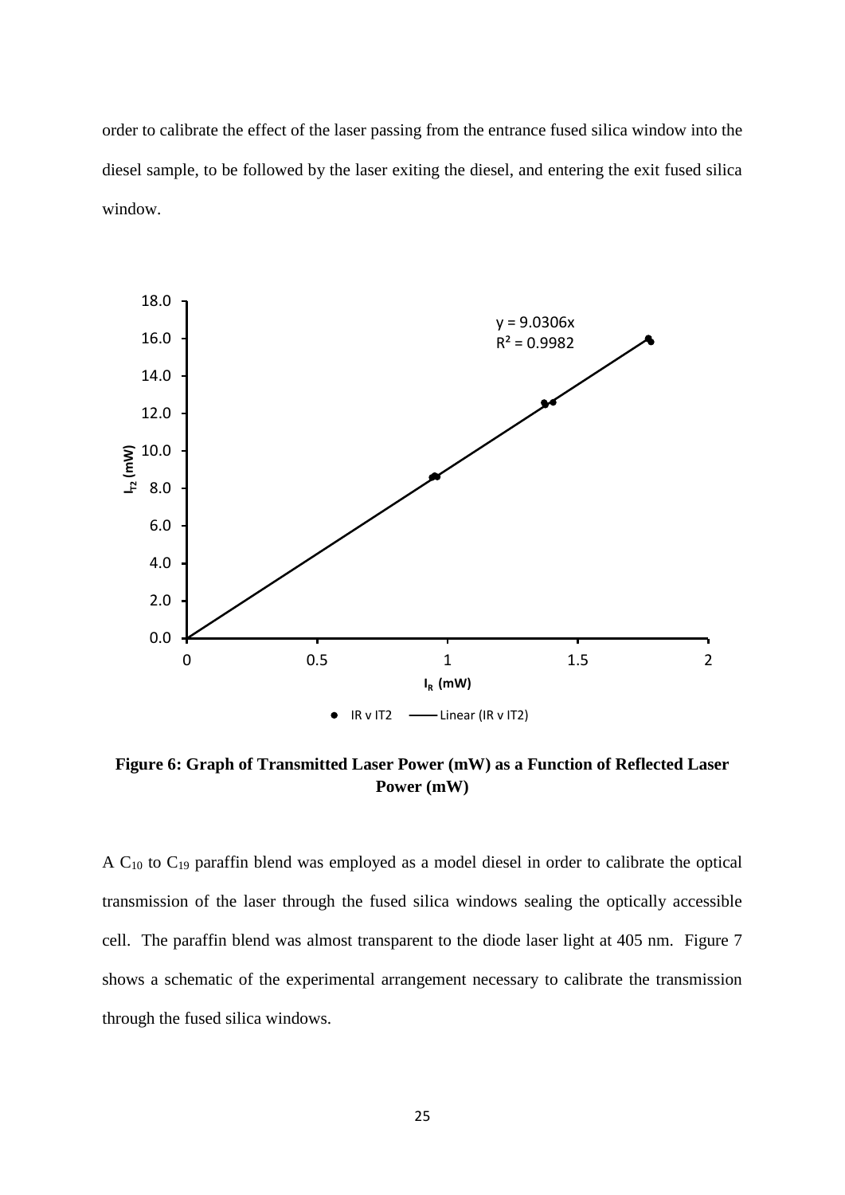order to calibrate the effect of the laser passing from the entrance fused silica window into the diesel sample, to be followed by the laser exiting the diesel, and entering the exit fused silica window.

**Figure 6: Graph of Transmitted Laser Power (mW) as a Function of Reflected Laser Power (mW)**

A $C_{10}$ to $C_{19}$ paraffin blend was employed as a model diesel in order to calibrate the optical transmission of the laser through the fused silica windows sealing the optically accessible cell. The paraffin blend was almost transparent to the diode laser light at 405 nm. Figure 7 shows a schematic of the experimental arrangement necessary to calibrate the transmission through the fused silica windows.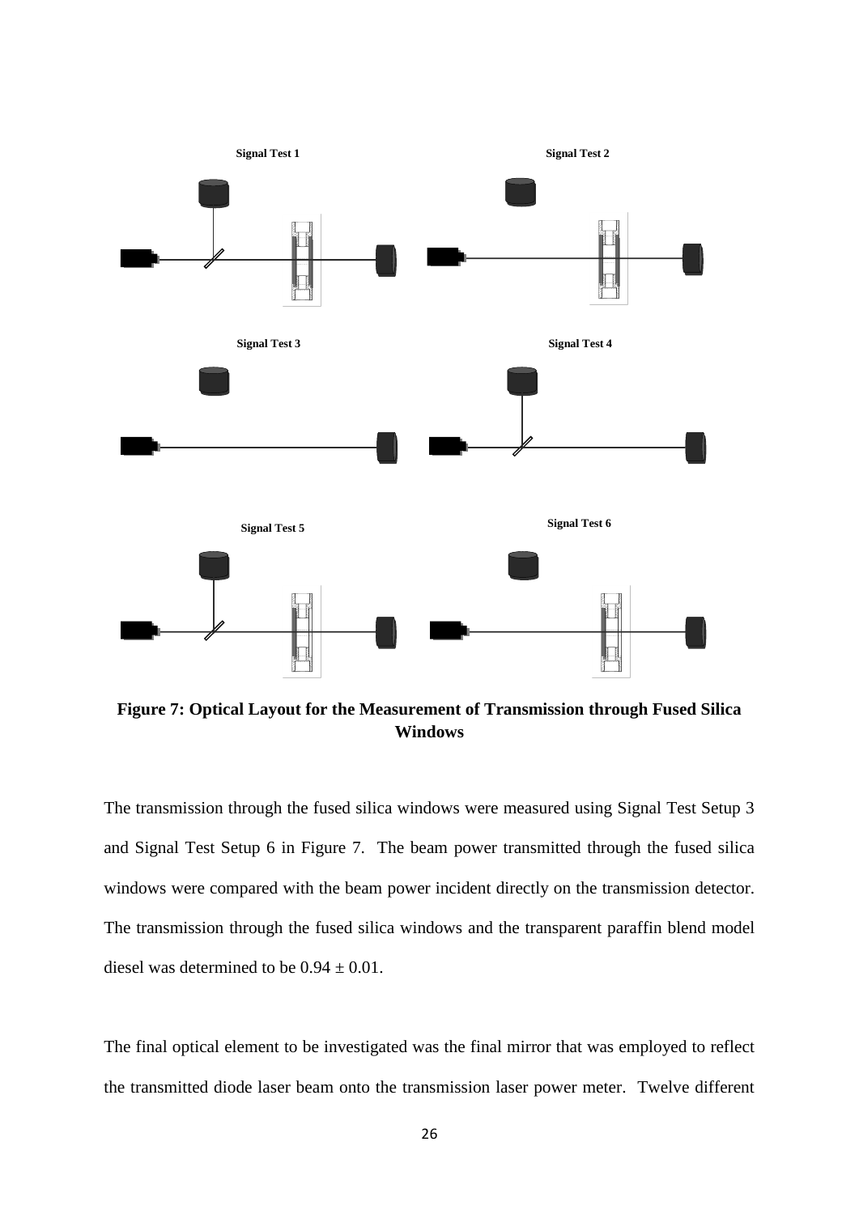Signal Test 1

Signal Test 2

Signal Test 3

Signal Test 4

Signal Test 5

Signal Test 6

**Figure 7: Optical Layout for the Measurement of Transmission through Fused Silica Windows**

The transmission through the fused silica windows were measured using Signal Test Setup 3 and Signal Test Setup 6 in Figure 7. The beam power transmitted through the fused silica windows were compared with the beam power incident directly on the transmission detector. The transmission through the fused silica windows and the transparent paraffin blend model diesel was determined to be $0.94 \pm 0.01$.

The final optical element to be investigated was the final mirror that was employed to reflect the transmitted diode laser beam onto the transmission laser power meter. Twelve different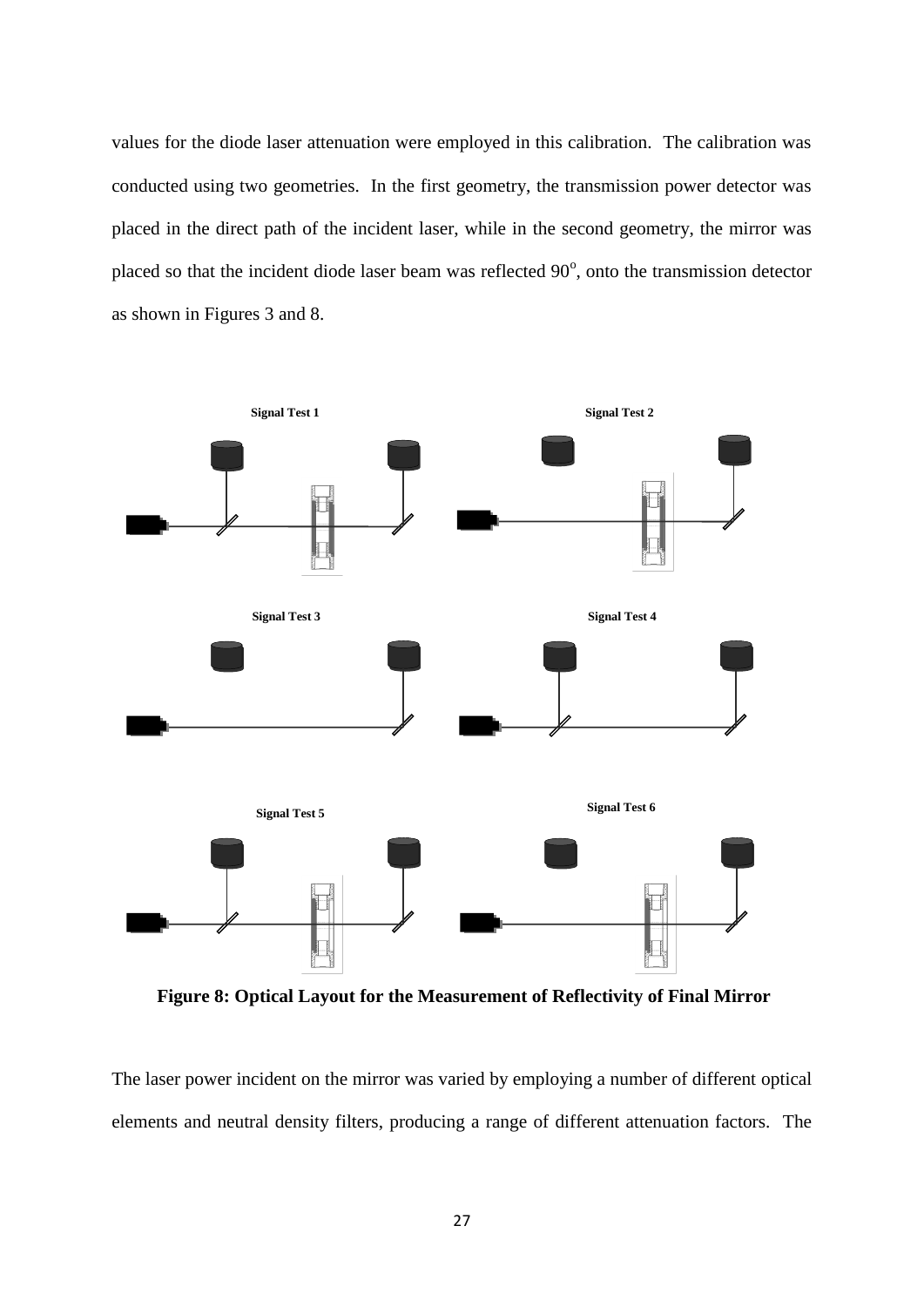values for the diode laser attenuation were employed in this calibration. The calibration was conducted using two geometries. In the first geometry, the transmission power detector was placed in the direct path of the incident laser, while in the second geometry, the mirror was placed so that the incident diode laser beam was reflected 90$^{o}$, onto the transmission detector as shown in Figures 3 and 8.

**Figure 8: Optical Layout for the Measurement of Reflectivity of Final Mirror**

The laser power incident on the mirror was varied by employing a number of different optical elements and neutral density filters, producing a range of different attenuation factors. The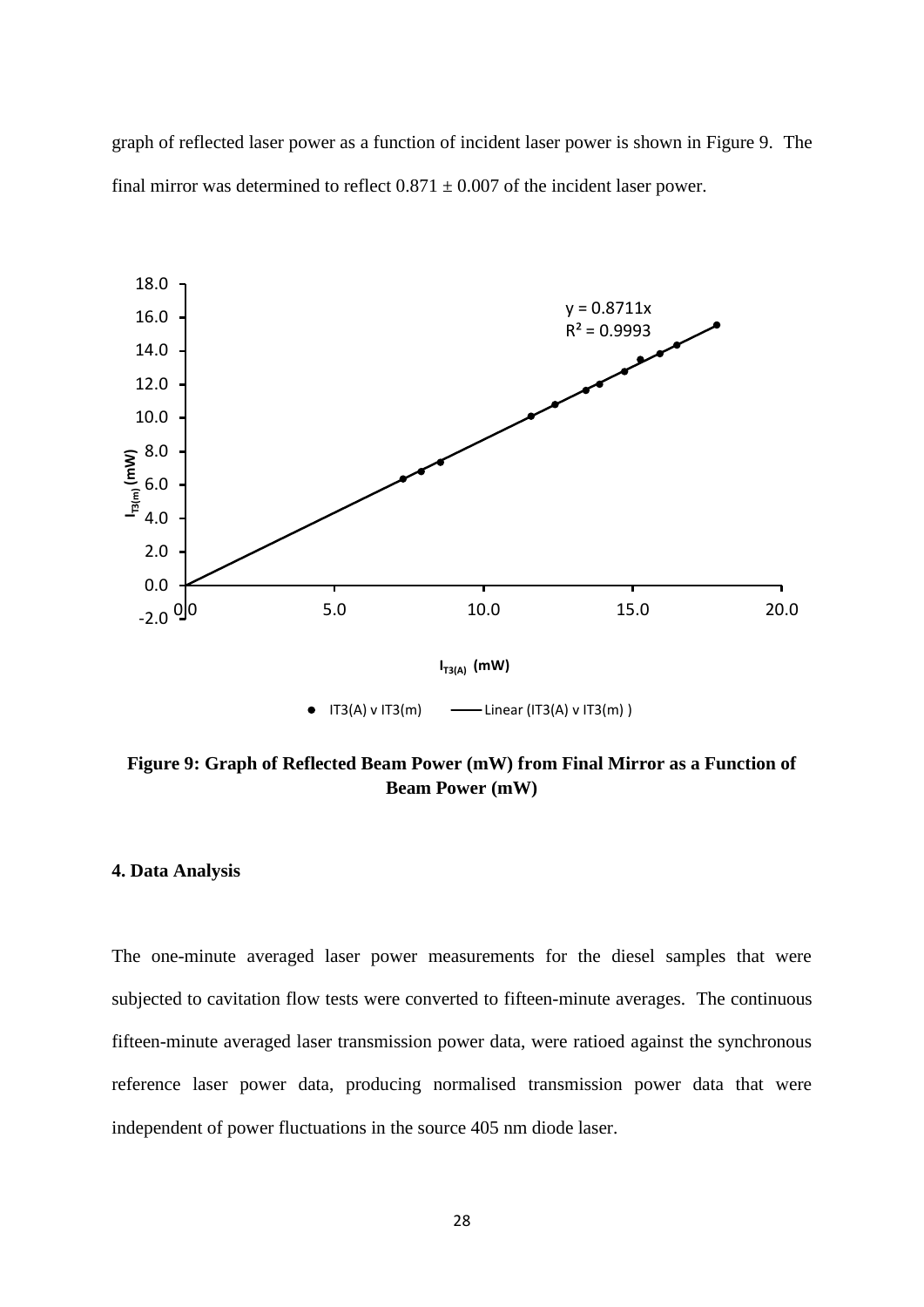graph of reflected laser power as a function of incident laser power is shown in Figure 9. The final mirror was determined to reflect $0.871 \pm 0.007$ of the incident laser power.

**Figure 9: Graph of Reflected Beam Power (mW) from Final Mirror as a Function of Beam Power (mW)**

#### 4. Data Analysis

The one-minute averaged laser power measurements for the diesel samples that were subjected to cavitation flow tests were converted to fifteen-minute averages. The continuous fifteen-minute averaged laser transmission power data, were ratioed against the synchronous reference laser power data, producing normalised transmission power data that were independent of power fluctuations in the source 405 nm diode laser.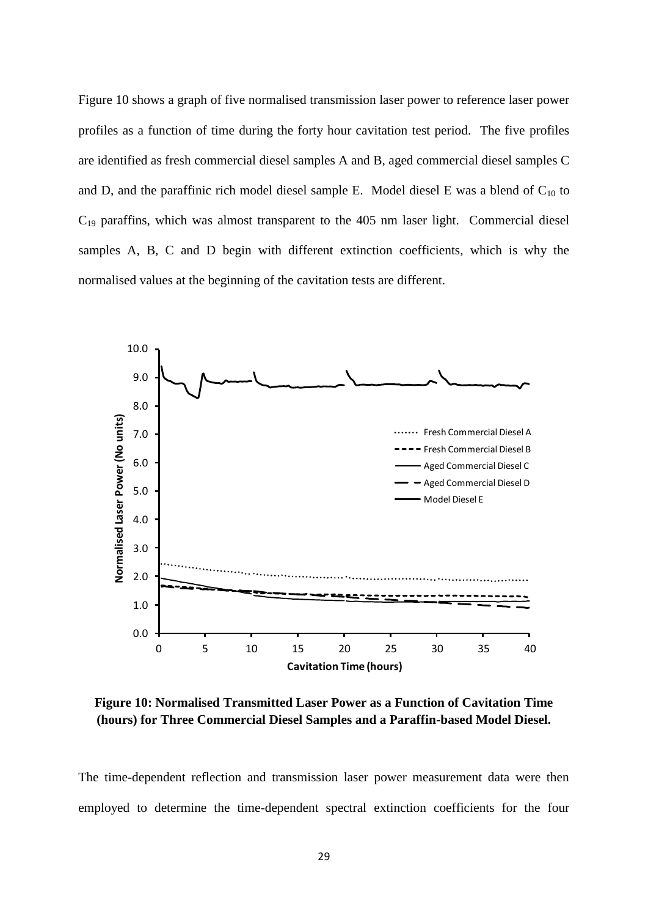Figure 10 shows a graph of five normalised transmission laser power to reference laser power profiles as a function of time during the forty hour cavitation test period. The five profiles are identified as fresh commercial diesel samples A and B, aged commercial diesel samples C and D, and the paraffinic rich model diesel sample E. Model diesel E was a blend of $C_{10}$ to $C_{19}$ paraffins, which was almost transparent to the 405 nm laser light. Commercial diesel samples A, B, C and D begin with different extinction coefficients, which is why the normalised values at the beginning of the cavitation tests are different.

**Figure 10: Normalised Transmitted Laser Power as a Function of Cavitation Time (hours) for Three Commercial Diesel Samples and a Paraffin-based Model Diesel.**

The time-dependent reflection and transmission laser power measurement data were then employed to determine the time-dependent spectral extinction coefficients for the four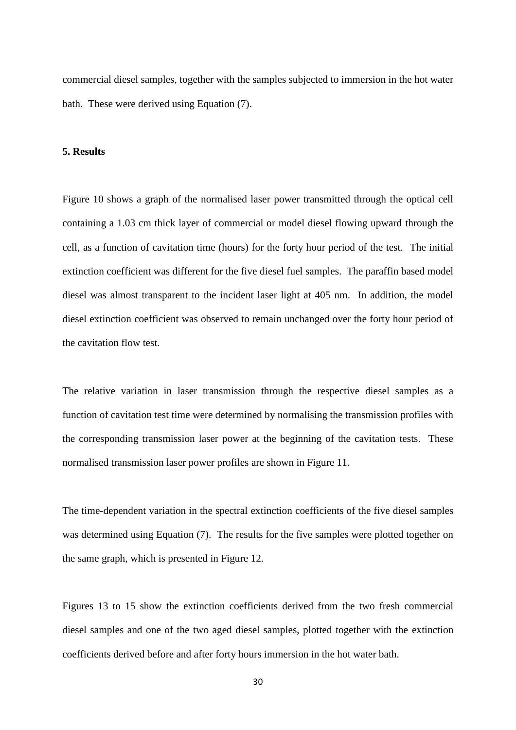commercial diesel samples, together with the samples subjected to immersion in the hot water bath. These were derived using Equation (7).

## 5. Results

Figure 10 shows a graph of the normalised laser power transmitted through the optical cell containing a 1.03 cm thick layer of commercial or model diesel flowing upward through the cell, as a function of cavitation time (hours) for the forty hour period of the test. The initial extinction coefficient was different for the five diesel fuel samples. The paraffin based model diesel was almost transparent to the incident laser light at 405 nm. In addition, the model diesel extinction coefficient was observed to remain unchanged over the forty hour period of the cavitation flow test.

The relative variation in laser transmission through the respective diesel samples as a function of cavitation test time were determined by normalising the transmission profiles with the corresponding transmission laser power at the beginning of the cavitation tests. These normalised transmission laser power profiles are shown in Figure 11.

The time-dependent variation in the spectral extinction coefficients of the five diesel samples was determined using Equation (7). The results for the five samples were plotted together on the same graph, which is presented in Figure 12.

Figures 13 to 15 show the extinction coefficients derived from the two fresh commercial diesel samples and one of the two aged diesel samples, plotted together with the extinction coefficients derived before and after forty hours immersion in the hot water bath.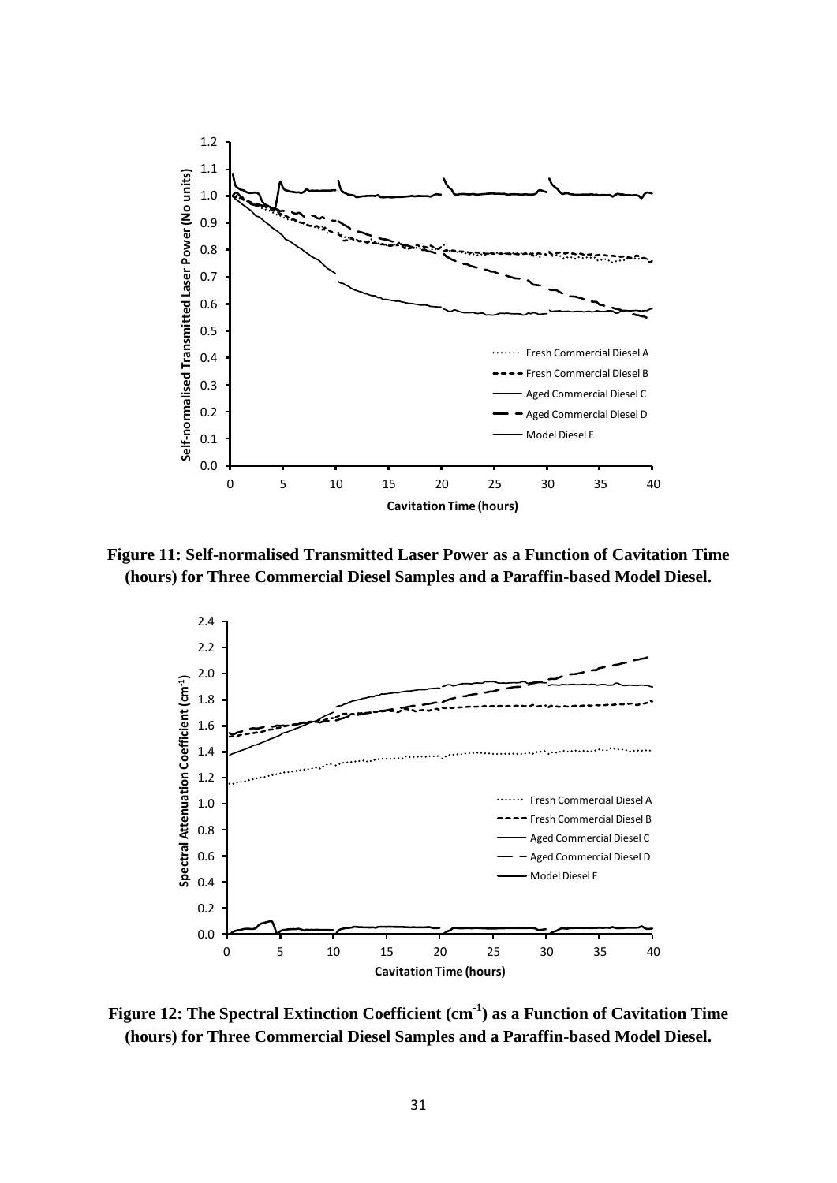**Figure 11: Self-normalised Transmitted Laser Power as a Function of Cavitation Time (hours) for Three Commercial Diesel Samples and a Paraffin-based Model Diesel.**

**Figure 12: The Spectral Extinction Coefficient ($cm^{-1}$) as a Function of Cavitation Time (hours) for Three Commercial Diesel Samples and a Paraffin-based Model Diesel.**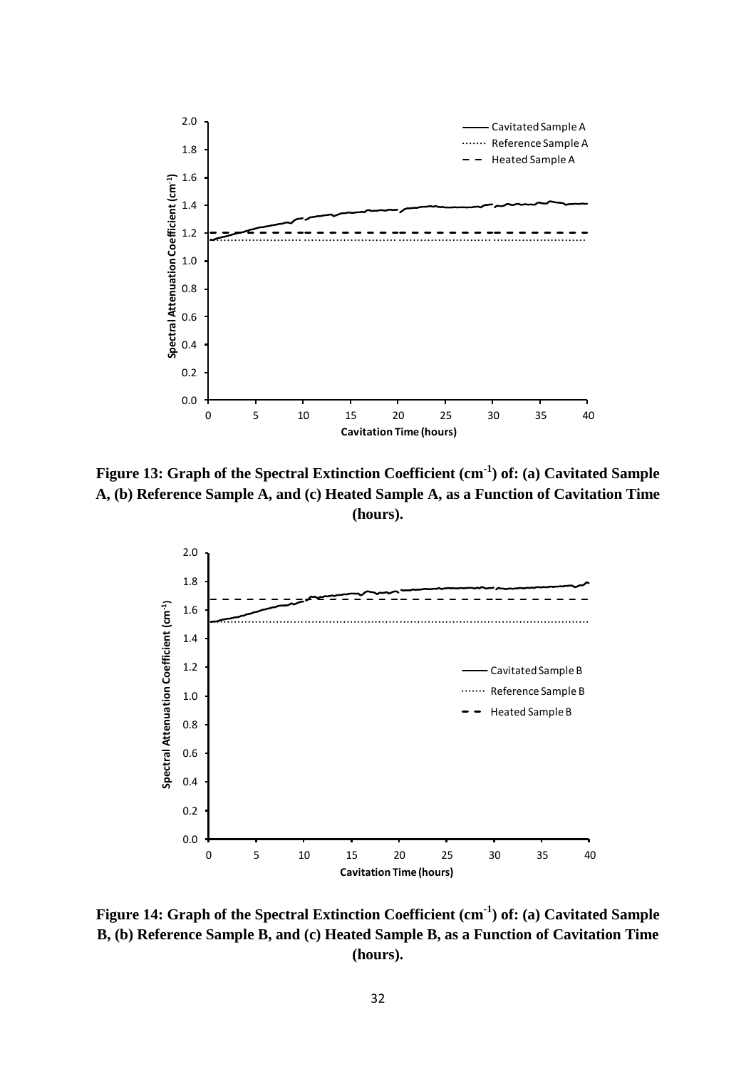**Figure 13: Graph of the Spectral Extinction Coefficient ($cm^{-1}$) of: (a) Cavitated Sample A, (b) Reference Sample A, and (c) Heated Sample A, as a Function of Cavitation Time (hours).**

**Figure 14: Graph of the Spectral Extinction Coefficient ($cm^{-1}$) of: (a) Cavitated Sample B, (b) Reference Sample B, and (c) Heated Sample B, as a Function of Cavitation Time (hours).**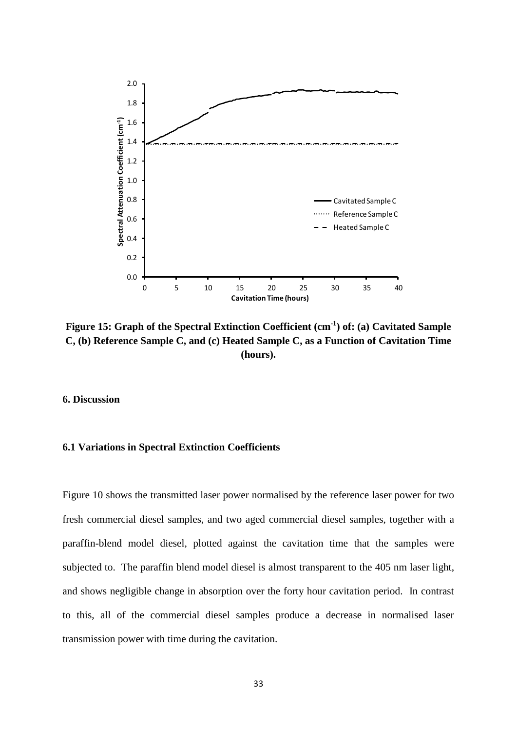**Figure 15: Graph of the Spectral Extinction Coefficient ($cm^{-1}$) of: (a) Cavitated Sample C, (b) Reference Sample C, and (c) Heated Sample C, as a Function of Cavitation Time (hours).**

## 6. Discussion

### 6.1 Variations in Spectral Extinction Coefficients

Figure 10 shows the transmitted laser power normalised by the reference laser power for two fresh commercial diesel samples, and two aged commercial diesel samples, together with a paraffin-blend model diesel, plotted against the cavitation time that the samples were subjected to. The paraffin blend model diesel is almost transparent to the 405 nm laser light, and shows negligible change in absorption over the forty hour cavitation period. In contrast to this, all of the commercial diesel samples produce a decrease in normalised laser transmission power with time during the cavitation.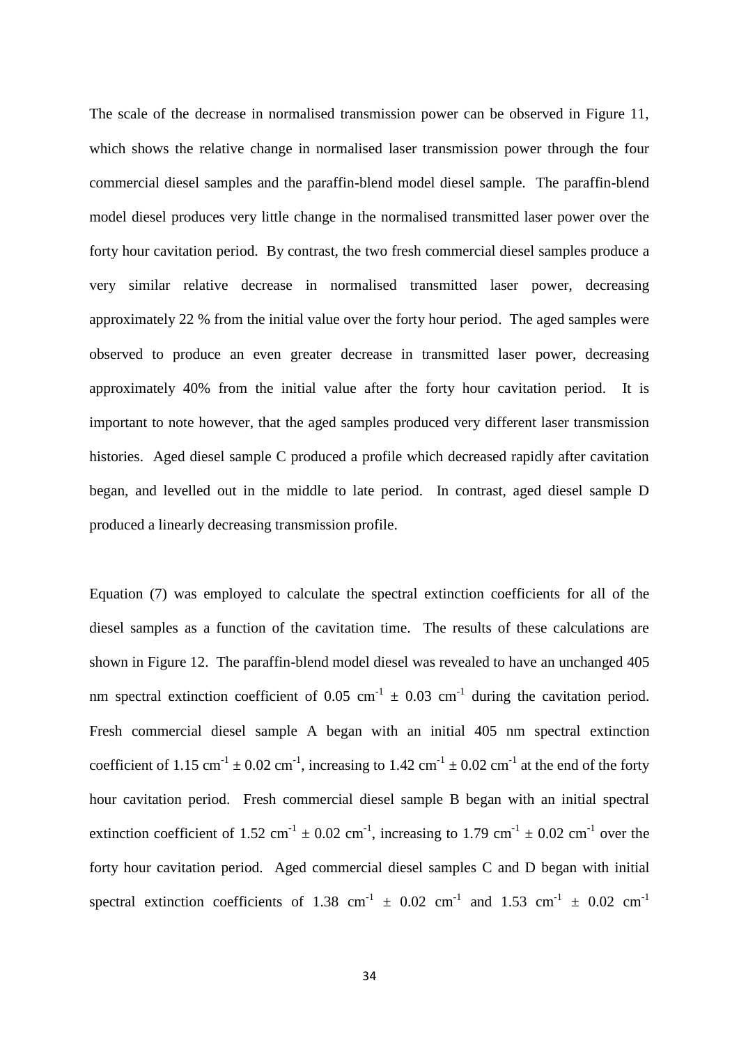The scale of the decrease in normalised transmission power can be observed in Figure 11, which shows the relative change in normalised laser transmission power through the four commercial diesel samples and the paraffin-blend model diesel sample. The paraffin-blend model diesel produces very little change in the normalised transmitted laser power over the forty hour cavitation period. By contrast, the two fresh commercial diesel samples produce a very similar relative decrease in normalised transmitted laser power, decreasing approximately 22 % from the initial value over the forty hour period. The aged samples were observed to produce an even greater decrease in transmitted laser power, decreasing approximately 40% from the initial value after the forty hour cavitation period. It is important to note however, that the aged samples produced very different laser transmission histories. Aged diesel sample C produced a profile which decreased rapidly after cavitation began, and levelled out in the middle to late period. In contrast, aged diesel sample D produced a linearly decreasing transmission profile.

Equation (7) was employed to calculate the spectral extinction coefficients for all of the diesel samples as a function of the cavitation time. The results of these calculations are shown in Figure 12. The paraffin-blend model diesel was revealed to have an unchanged 405 nm spectral extinction coefficient of $0.05\ \text{cm}^{-1} \pm 0.03\ \text{cm}^{-1}$ during the cavitation period. Fresh commercial diesel sample A began with an initial 405 nm spectral extinction coefficient of $1.15\ \text{cm}^{-1} \pm 0.02\ \text{cm}^{-1}$, increasing to $1.42\ \text{cm}^{-1} \pm 0.02\ \text{cm}^{-1}$ at the end of the forty hour cavitation period. Fresh commercial diesel sample B began with an initial spectral extinction coefficient of $1.52\ \text{cm}^{-1} \pm 0.02\ \text{cm}^{-1}$, increasing to $1.79\ \text{cm}^{-1} \pm 0.02\ \text{cm}^{-1}$ over the forty hour cavitation period. Aged commercial diesel samples C and D began with initial spectral extinction coefficients of $1.38\ \text{cm}^{-1} \pm 0.02\ \text{cm}^{-1}$ and $1.53\ \text{cm}^{-1} \pm 0.02\ \text{cm}^{-1}$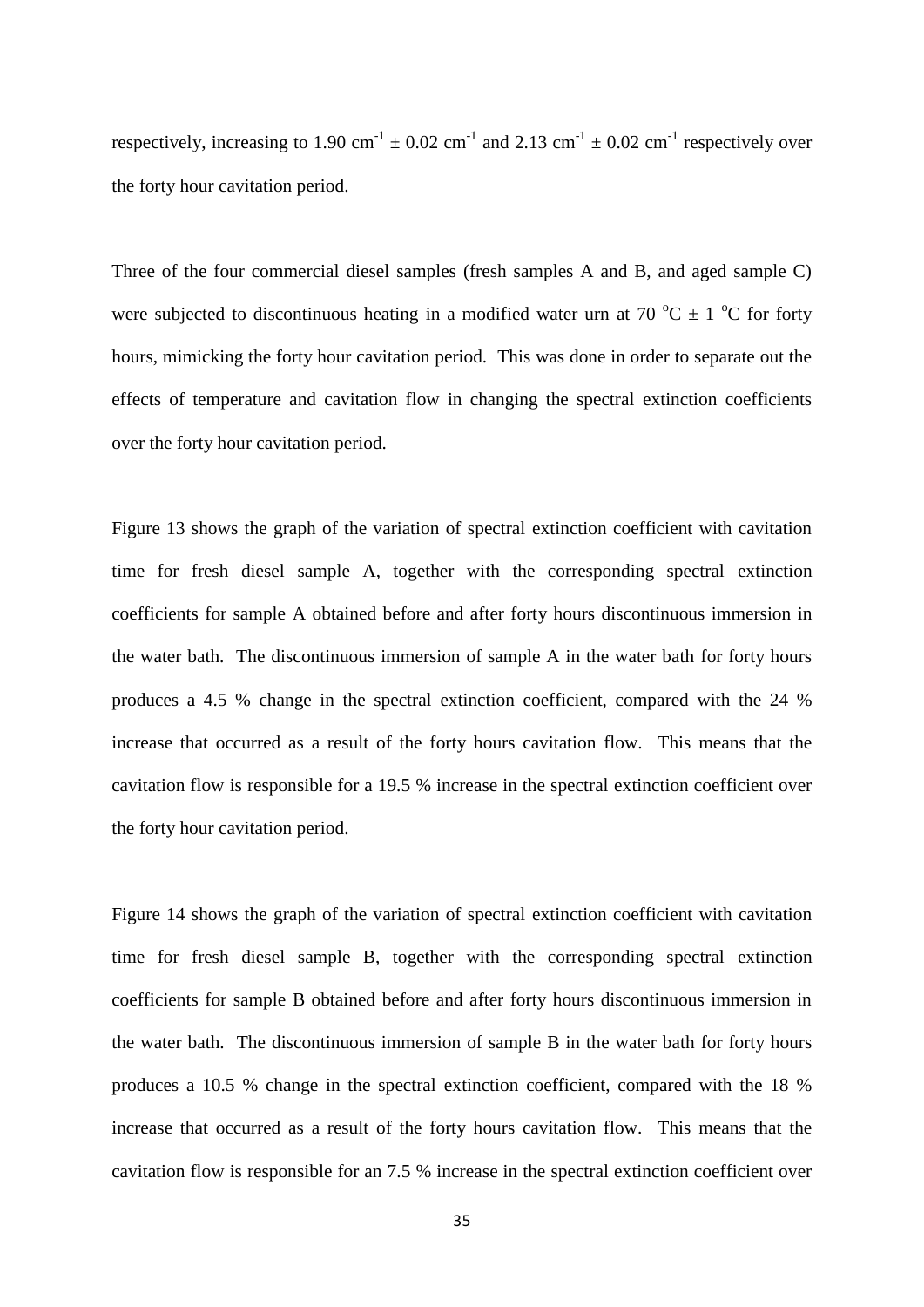respectively, increasing to 1.90 $cm^{-1} \pm 0.02$ $cm^{-1}$ and 2.13 $cm^{-1} \pm 0.02$ $cm^{-1}$ respectively over the forty hour cavitation period.

Three of the four commercial diesel samples (fresh samples A and B, and aged sample C) were subjected to discontinuous heating in a modified water urn at 70 $^{o}C \pm 1$ $^{o}C$ for forty hours, mimicking the forty hour cavitation period. This was done in order to separate out the effects of temperature and cavitation flow in changing the spectral extinction coefficients over the forty hour cavitation period.

Figure 13 shows the graph of the variation of spectral extinction coefficient with cavitation time for fresh diesel sample A, together with the corresponding spectral extinction coefficients for sample A obtained before and after forty hours discontinuous immersion in the water bath. The discontinuous immersion of sample A in the water bath for forty hours produces a 4.5 % change in the spectral extinction coefficient, compared with the 24 % increase that occurred as a result of the forty hours cavitation flow. This means that the cavitation flow is responsible for a 19.5 % increase in the spectral extinction coefficient over the forty hour cavitation period.

Figure 14 shows the graph of the variation of spectral extinction coefficient with cavitation time for fresh diesel sample B, together with the corresponding spectral extinction coefficients for sample B obtained before and after forty hours discontinuous immersion in the water bath. The discontinuous immersion of sample B in the water bath for forty hours produces a 10.5 % change in the spectral extinction coefficient, compared with the 18 % increase that occurred as a result of the forty hours cavitation flow. This means that the cavitation flow is responsible for an 7.5 % increase in the spectral extinction coefficient over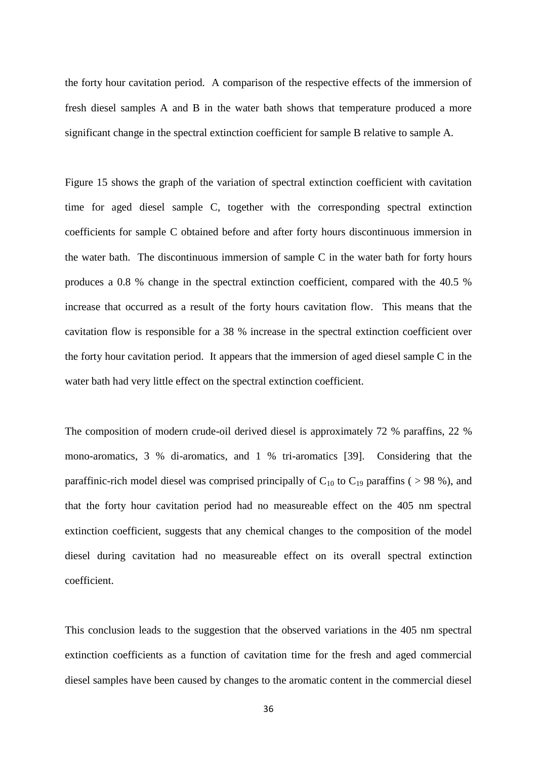the forty hour cavitation period. A comparison of the respective effects of the immersion of fresh diesel samples A and B in the water bath shows that temperature produced a more significant change in the spectral extinction coefficient for sample B relative to sample A.

Figure 15 shows the graph of the variation of spectral extinction coefficient with cavitation time for aged diesel sample C, together with the corresponding spectral extinction coefficients for sample C obtained before and after forty hours discontinuous immersion in the water bath. The discontinuous immersion of sample C in the water bath for forty hours produces a 0.8 % change in the spectral extinction coefficient, compared with the 40.5 % increase that occurred as a result of the forty hours cavitation flow. This means that the cavitation flow is responsible for a 38 % increase in the spectral extinction coefficient over the forty hour cavitation period. It appears that the immersion of aged diesel sample C in the water bath had very little effect on the spectral extinction coefficient.

The composition of modern crude-oil derived diesel is approximately 72 % paraffins, 22 % mono-aromatics, 3 % di-aromatics, and 1 % tri-aromatics [39]. Considering that the paraffinic-rich model diesel was comprised principally of $C_{10}$ to $C_{19}$ paraffins ( > 98 %), and that the forty hour cavitation period had no measureable effect on the 405 nm spectral extinction coefficient, suggests that any chemical changes to the composition of the model diesel during cavitation had no measureable effect on its overall spectral extinction coefficient.

This conclusion leads to the suggestion that the observed variations in the 405 nm spectral extinction coefficients as a function of cavitation time for the fresh and aged commercial diesel samples have been caused by changes to the aromatic content in the commercial diesel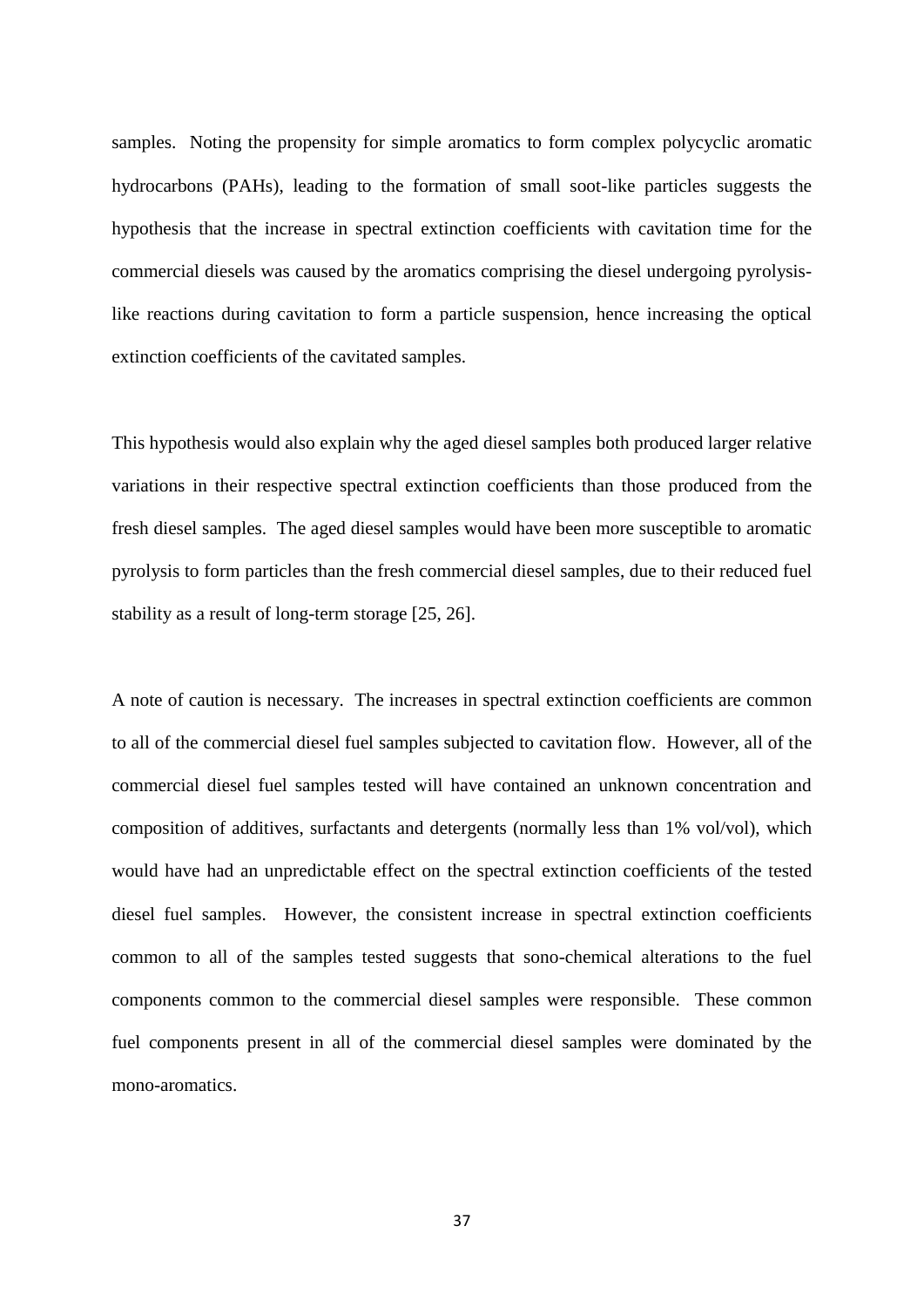samples. Noting the propensity for simple aromatics to form complex polycyclic aromatic hydrocarbons (PAHs), leading to the formation of small soot-like particles suggests the hypothesis that the increase in spectral extinction coefficients with cavitation time for the commercial diesels was caused by the aromatics comprising the diesel undergoing pyrolysis-like reactions during cavitation to form a particle suspension, hence increasing the optical extinction coefficients of the cavitated samples.

This hypothesis would also explain why the aged diesel samples both produced larger relative variations in their respective spectral extinction coefficients than those produced from the fresh diesel samples. The aged diesel samples would have been more susceptible to aromatic pyrolysis to form particles than the fresh commercial diesel samples, due to their reduced fuel stability as a result of long-term storage [25, 26].

A note of caution is necessary. The increases in spectral extinction coefficients are common to all of the commercial diesel fuel samples subjected to cavitation flow. However, all of the commercial diesel fuel samples tested will have contained an unknown concentration and composition of additives, surfactants and detergents (normally less than 1% vol/vol), which would have had an unpredictable effect on the spectral extinction coefficients of the tested diesel fuel samples. However, the consistent increase in spectral extinction coefficients common to all of the samples tested suggests that sono-chemical alterations to the fuel components common to the commercial diesel samples were responsible. These common fuel components present in all of the commercial diesel samples were dominated by the mono-aromatics.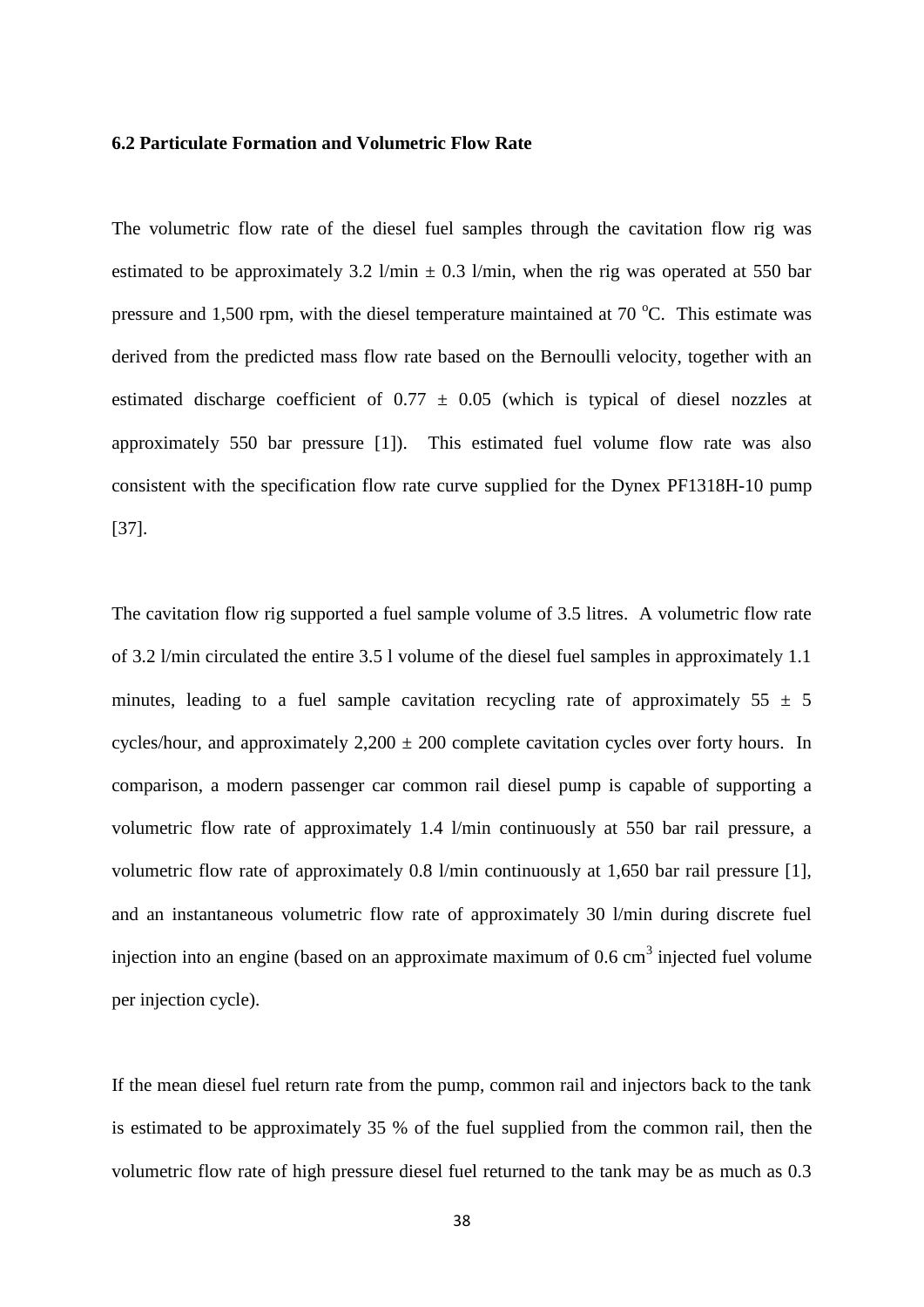### 6.2 Particulate Formation and Volumetric Flow Rate

The volumetric flow rate of the diesel fuel samples through the cavitation flow rig was estimated to be approximately 3.2 l/min $\pm$ 0.3 l/min, when the rig was operated at 550 bar pressure and 1,500 rpm, with the diesel temperature maintained at 70 $^{o}$C. This estimate was derived from the predicted mass flow rate based on the Bernoulli velocity, together with an estimated discharge coefficient of 0.77 $\pm$ 0.05 (which is typical of diesel nozzles at approximately 550 bar pressure [1]). This estimated fuel volume flow rate was also consistent with the specification flow rate curve supplied for the Dynex PF1318H-10 pump [37].

The cavitation flow rig supported a fuel sample volume of 3.5 litres. A volumetric flow rate of 3.2 l/min circulated the entire 3.5 l volume of the diesel fuel samples in approximately 1.1 minutes, leading to a fuel sample cavitation recycling rate of approximately 55 $\pm$ 5 cycles/hour, and approximately 2,200 $\pm$ 200 complete cavitation cycles over forty hours. In comparison, a modern passenger car common rail diesel pump is capable of supporting a volumetric flow rate of approximately 1.4 l/min continuously at 550 bar rail pressure, a volumetric flow rate of approximately 0.8 l/min continuously at 1,650 bar rail pressure [1], and an instantaneous volumetric flow rate of approximately 30 l/min during discrete fuel injection into an engine (based on an approximate maximum of 0.6 cm$^3$ injected fuel volume per injection cycle).

If the mean diesel fuel return rate from the pump, common rail and injectors back to the tank is estimated to be approximately 35 % of the fuel supplied from the common rail, then the volumetric flow rate of high pressure diesel fuel returned to the tank may be as much as 0.3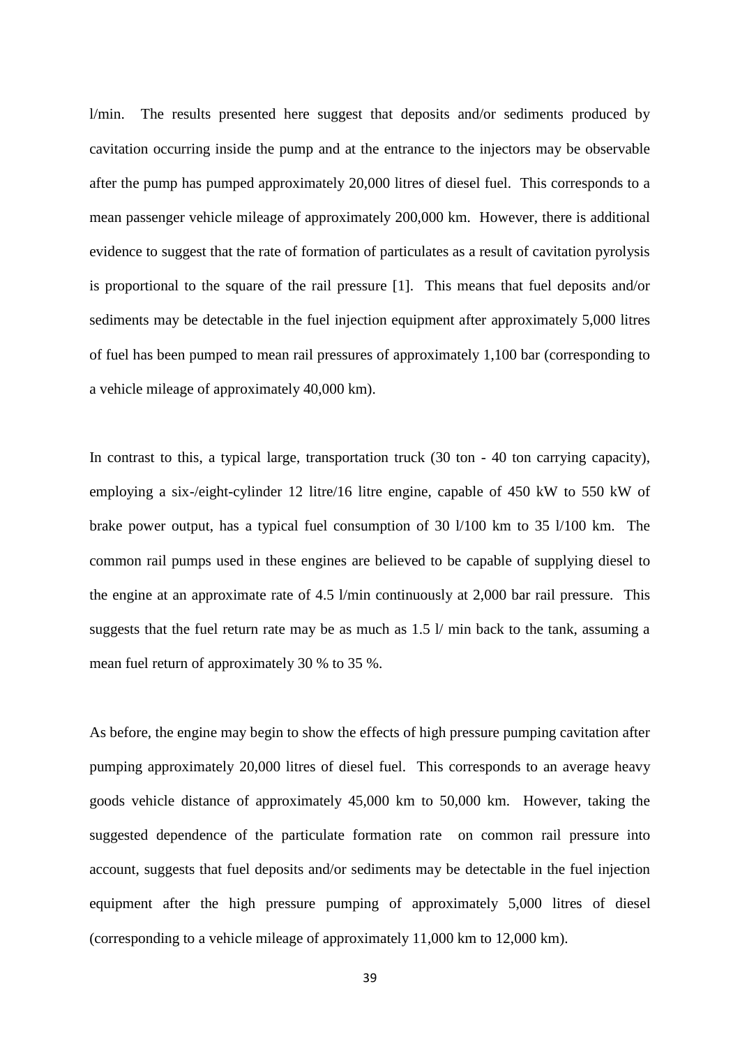l/min. The results presented here suggest that deposits and/or sediments produced by cavitation occurring inside the pump and at the entrance to the injectors may be observable after the pump has pumped approximately 20,000 litres of diesel fuel. This corresponds to a mean passenger vehicle mileage of approximately 200,000 km. However, there is additional evidence to suggest that the rate of formation of particulates as a result of cavitation pyrolysis is proportional to the square of the rail pressure [1]. This means that fuel deposits and/or sediments may be detectable in the fuel injection equipment after approximately 5,000 litres of fuel has been pumped to mean rail pressures of approximately 1,100 bar (corresponding to a vehicle mileage of approximately 40,000 km).

In contrast to this, a typical large, transportation truck (30 ton - 40 ton carrying capacity), employing a six-/eight-cylinder 12 litre/16 litre engine, capable of 450 kW to 550 kW of brake power output, has a typical fuel consumption of 30 l/100 km to 35 l/100 km. The common rail pumps used in these engines are believed to be capable of supplying diesel to the engine at an approximate rate of 4.5 l/min continuously at 2,000 bar rail pressure. This suggests that the fuel return rate may be as much as 1.5 l/ min back to the tank, assuming a mean fuel return of approximately 30 % to 35 %.

As before, the engine may begin to show the effects of high pressure pumping cavitation after pumping approximately 20,000 litres of diesel fuel. This corresponds to an average heavy goods vehicle distance of approximately 45,000 km to 50,000 km. However, taking the suggested dependence of the particulate formation rate on common rail pressure into account, suggests that fuel deposits and/or sediments may be detectable in the fuel injection equipment after the high pressure pumping of approximately 5,000 litres of diesel (corresponding to a vehicle mileage of approximately 11,000 km to 12,000 km).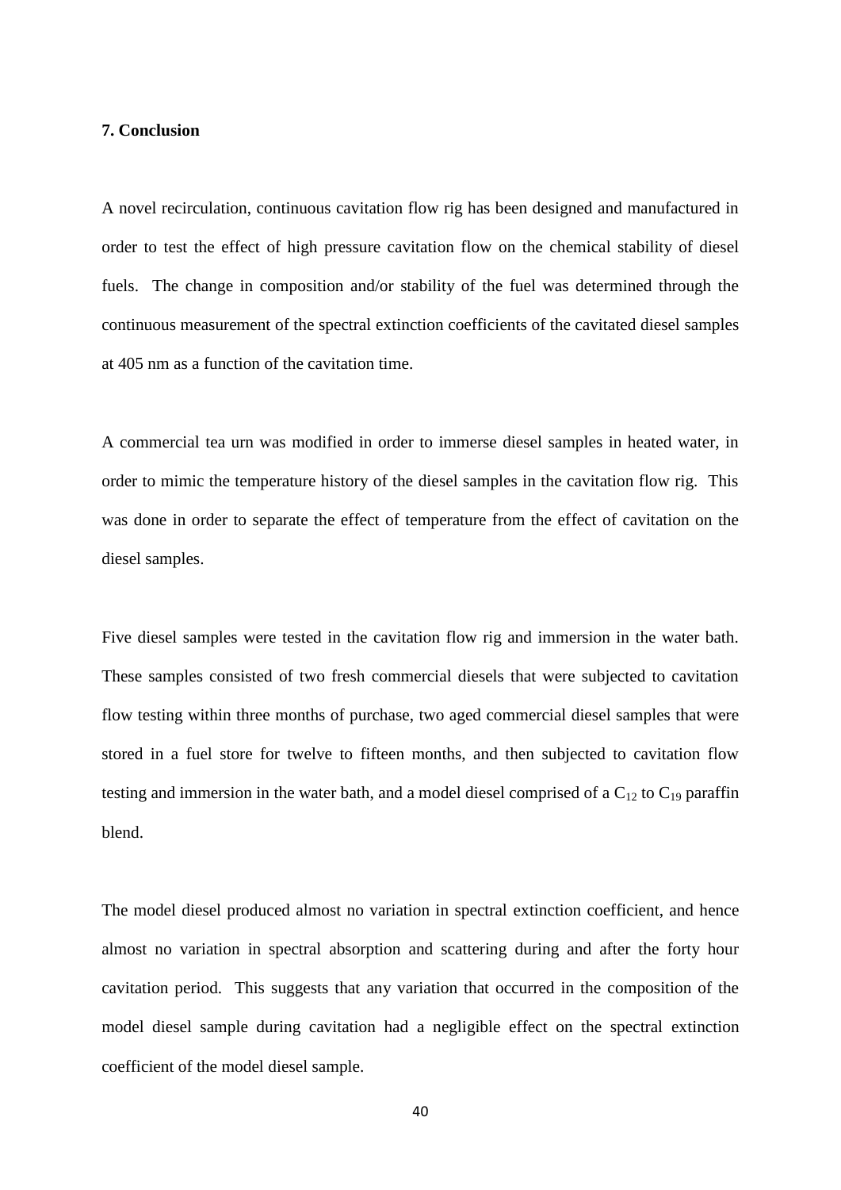**7. Conclusion**

A novel recirculation, continuous cavitation flow rig has been designed and manufactured in order to test the effect of high pressure cavitation flow on the chemical stability of diesel fuels. The change in composition and/or stability of the fuel was determined through the continuous measurement of the spectral extinction coefficients of the cavitated diesel samples at 405 nm as a function of the cavitation time.

A commercial tea urn was modified in order to immerse diesel samples in heated water, in order to mimic the temperature history of the diesel samples in the cavitation flow rig. This was done in order to separate the effect of temperature from the effect of cavitation on the diesel samples.

Five diesel samples were tested in the cavitation flow rig and immersion in the water bath. These samples consisted of two fresh commercial diesels that were subjected to cavitation flow testing within three months of purchase, two aged commercial diesel samples that were stored in a fuel store for twelve to fifteen months, and then subjected to cavitation flow testing and immersion in the water bath, and a model diesel comprised of a $C_{12}$ to $C_{19}$ paraffin blend.

The model diesel produced almost no variation in spectral extinction coefficient, and hence almost no variation in spectral absorption and scattering during and after the forty hour cavitation period. This suggests that any variation that occurred in the composition of the model diesel sample during cavitation had a negligible effect on the spectral extinction coefficient of the model diesel sample.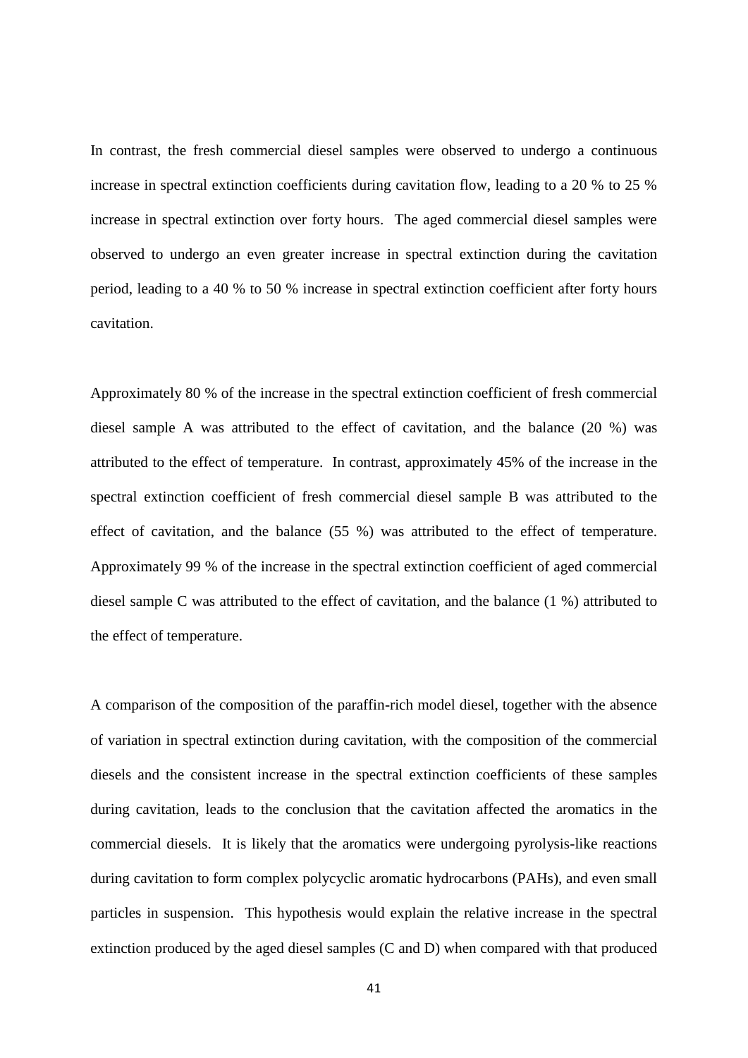In contrast, the fresh commercial diesel samples were observed to undergo a continuous increase in spectral extinction coefficients during cavitation flow, leading to a 20 % to 25 % increase in spectral extinction over forty hours. The aged commercial diesel samples were observed to undergo an even greater increase in spectral extinction during the cavitation period, leading to a 40 % to 50 % increase in spectral extinction coefficient after forty hours cavitation.

Approximately 80 % of the increase in the spectral extinction coefficient of fresh commercial diesel sample A was attributed to the effect of cavitation, and the balance (20 %) was attributed to the effect of temperature. In contrast, approximately 45% of the increase in the spectral extinction coefficient of fresh commercial diesel sample B was attributed to the effect of cavitation, and the balance (55 %) was attributed to the effect of temperature. Approximately 99 % of the increase in the spectral extinction coefficient of aged commercial diesel sample C was attributed to the effect of cavitation, and the balance (1 %) attributed to the effect of temperature.

A comparison of the composition of the paraffin-rich model diesel, together with the absence of variation in spectral extinction during cavitation, with the composition of the commercial diesels and the consistent increase in the spectral extinction coefficients of these samples during cavitation, leads to the conclusion that the cavitation affected the aromatics in the commercial diesels. It is likely that the aromatics were undergoing pyrolysis-like reactions during cavitation to form complex polycyclic aromatic hydrocarbons (PAHs), and even small particles in suspension. This hypothesis would explain the relative increase in the spectral extinction produced by the aged diesel samples (C and D) when compared with that produced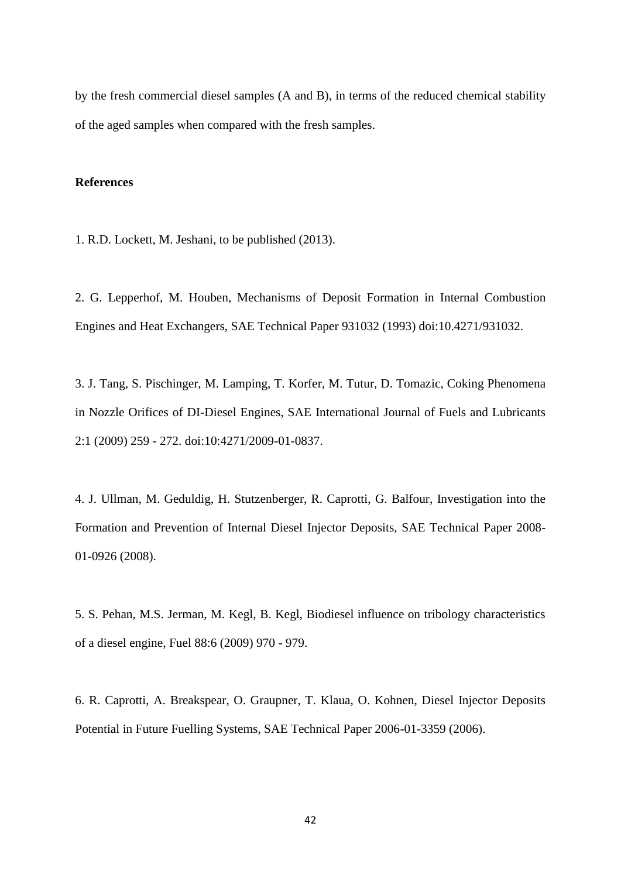by the fresh commercial diesel samples (A and B), in terms of the reduced chemical stability of the aged samples when compared with the fresh samples.

**References**

1. R.D. Lockett, M. Jeshani, to be published (2013).

2. G. Lepperhof, M. Houben, Mechanisms of Deposit Formation in Internal Combustion Engines and Heat Exchangers, SAE Technical Paper 931032 (1993) doi:10.4271/931032.

3. J. Tang, S. Pischinger, M. Lamping, T. Korfer, M. Tutur, D. Tomazic, Coking Phenomena in Nozzle Orifices of DI-Diesel Engines, SAE International Journal of Fuels and Lubricants 2:1 (2009) 259 - 272. doi:10:4271/2009-01-0837.

4. J. Ullman, M. Geduldig, H. Stutzenberger, R. Caprotti, G. Balfour, Investigation into the Formation and Prevention of Internal Diesel Injector Deposits, SAE Technical Paper 2008-01-0926 (2008).

5. S. Pehan, M.S. Jerman, M. Kegl, B. Kegl, Biodiesel influence on tribology characteristics of a diesel engine, Fuel 88:6 (2009) 970 - 979.

6. R. Caprotti, A. Breakspear, O. Graupner, T. Klaua, O. Kohnen, Diesel Injector Deposits Potential in Future Fuelling Systems, SAE Technical Paper 2006-01-3359 (2006).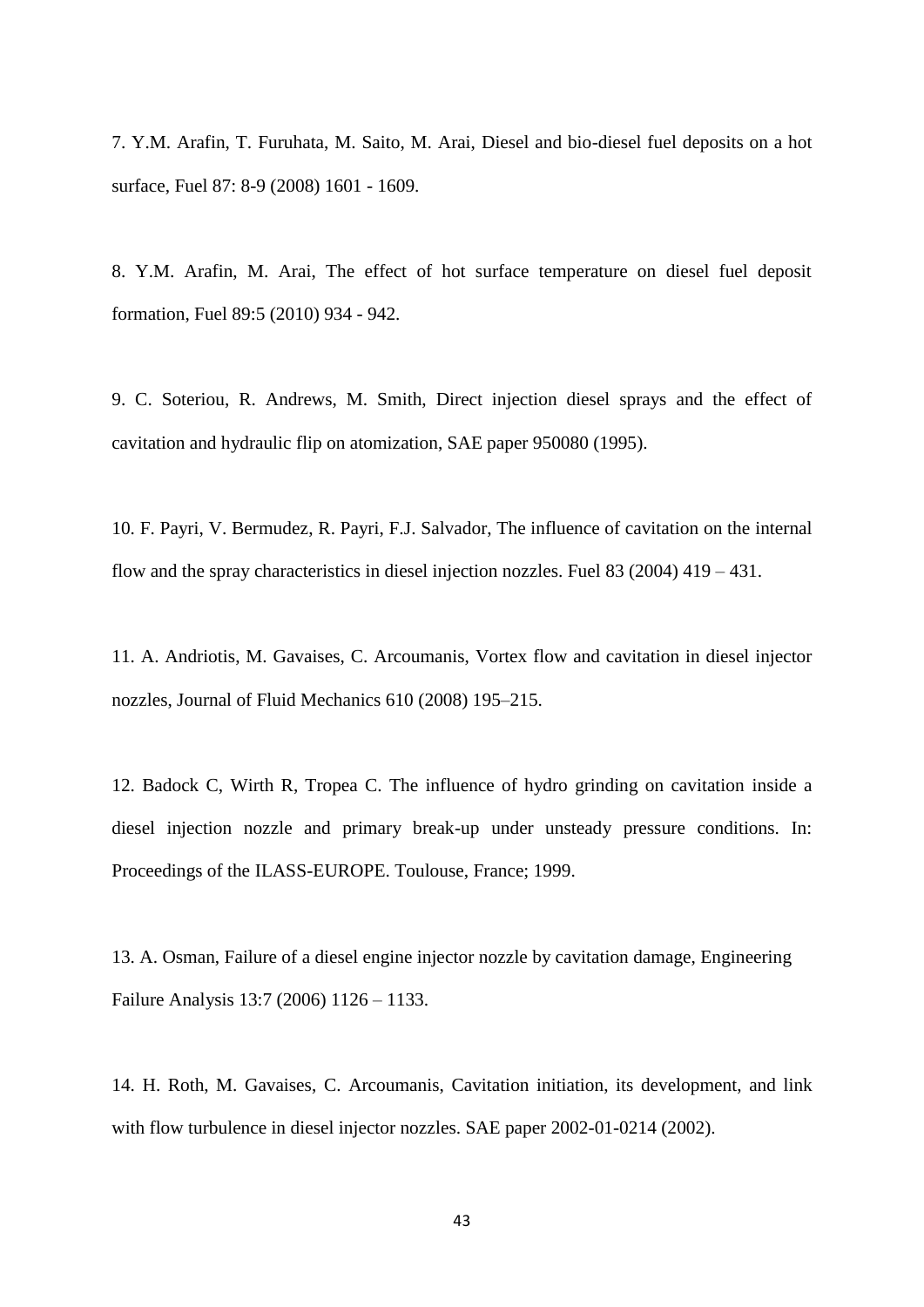7. Y.M. Arafin, T. Furuhata, M. Saito, M. Arai, Diesel and bio-diesel fuel deposits on a hot surface, Fuel 87: 8-9 (2008) 1601 - 1609.

8. Y.M. Arafin, M. Arai, The effect of hot surface temperature on diesel fuel deposit formation, Fuel 89:5 (2010) 934 - 942.

9. C. Soteriou, R. Andrews, M. Smith, Direct injection diesel sprays and the effect of cavitation and hydraulic flip on atomization, SAE paper 950080 (1995).

10. F. Payri, V. Bermudez, R. Payri, F.J. Salvador, The influence of cavitation on the internal flow and the spray characteristics in diesel injection nozzles. Fuel 83 (2004) 419 – 431.

11. A. Andriotis, M. Gavaises, C. Arcoumanis, Vortex flow and cavitation in diesel injector nozzles, Journal of Fluid Mechanics 610 (2008) 195–215.

12. Badock C, Wirth R, Tropea C. The influence of hydro grinding on cavitation inside a diesel injection nozzle and primary break-up under unsteady pressure conditions. In: Proceedings of the ILASS-EUROPE. Toulouse, France; 1999.

13. A. Osman, Failure of a diesel engine injector nozzle by cavitation damage, Engineering Failure Analysis 13:7 (2006) 1126 – 1133.

14. H. Roth, M. Gavaises, C. Arcoumanis, Cavitation initiation, its development, and link with flow turbulence in diesel injector nozzles. SAE paper 2002-01-0214 (2002).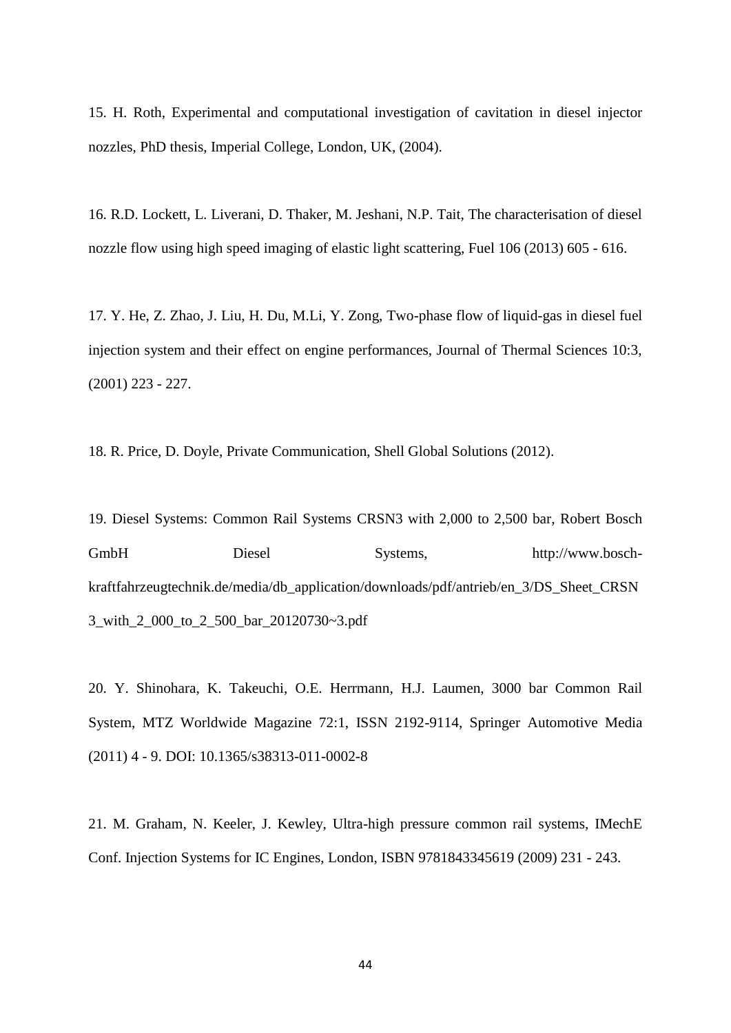15. H. Roth, Experimental and computational investigation of cavitation in diesel injector nozzles, PhD thesis, Imperial College, London, UK, (2004).

16. R.D. Lockett, L. Liverani, D. Thaker, M. Jeshani, N.P. Tait, The characterisation of diesel nozzle flow using high speed imaging of elastic light scattering, Fuel 106 (2013) 605 - 616.

17. Y. He, Z. Zhao, J. Liu, H. Du, M.Li, Y. Zong, Two-phase flow of liquid-gas in diesel fuel injection system and their effect on engine performances, Journal of Thermal Sciences 10:3, (2001) 223 - 227.

18. R. Price, D. Doyle, Private Communication, Shell Global Solutions (2012).

19. Diesel Systems: Common Rail Systems CRSN3 with 2,000 to 2,500 bar, Robert Bosch GmbH Diesel Systems, http://www.bosch-kraftfahrzeugtechnik.de/media/db_application/downloads/pdf/antrieb/en_3/DS_Sheet_CRSN3_with_2_000_to_2_500_bar_20120730~3.pdf

20. Y. Shinohara, K. Takeuchi, O.E. Herrmann, H.J. Laumen, 3000 bar Common Rail System, MTZ Worldwide Magazine 72:1, ISSN 2192-9114, Springer Automotive Media (2011) 4 - 9. DOI: 10.1365/s38313-011-0002-8

21. M. Graham, N. Keeler, J. Kewley, Ultra-high pressure common rail systems, IMechE Conf. Injection Systems for IC Engines, London, ISBN 9781843345619 (2009) 231 - 243.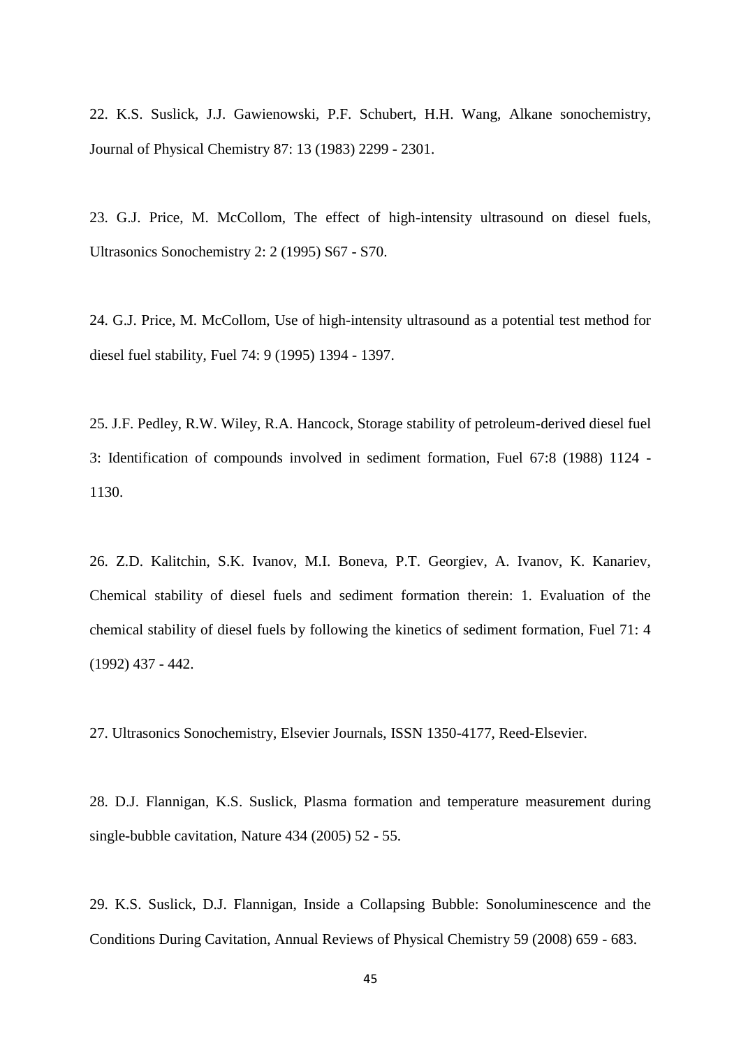22. K.S. Suslick, J.J. Gawienowski, P.F. Schubert, H.H. Wang, Alkane sonochemistry, Journal of Physical Chemistry 87: 13 (1983) 2299 - 2301.

23. G.J. Price, M. McCollom, The effect of high-intensity ultrasound on diesel fuels, Ultrasonics Sonochemistry 2: 2 (1995) S67 - S70.

24. G.J. Price, M. McCollom, Use of high-intensity ultrasound as a potential test method for diesel fuel stability, Fuel 74: 9 (1995) 1394 - 1397.

25. J.F. Pedley, R.W. Wiley, R.A. Hancock, Storage stability of petroleum-derived diesel fuel 3: Identification of compounds involved in sediment formation, Fuel 67:8 (1988) 1124 - 1130.

26. Z.D. Kalitchin, S.K. Ivanov, M.I. Boneva, P.T. Georgiev, A. Ivanov, K. Kanariev, Chemical stability of diesel fuels and sediment formation therein: 1. Evaluation of the chemical stability of diesel fuels by following the kinetics of sediment formation, Fuel 71: 4 (1992) 437 - 442.

27. Ultrasonics Sonochemistry, Elsevier Journals, ISSN 1350-4177, Reed-Elsevier.

28. D.J. Flannigan, K.S. Suslick, Plasma formation and temperature measurement during single-bubble cavitation, Nature 434 (2005) 52 - 55.

29. K.S. Suslick, D.J. Flannigan, Inside a Collapsing Bubble: Sonoluminescence and the Conditions During Cavitation, Annual Reviews of Physical Chemistry 59 (2008) 659 - 683.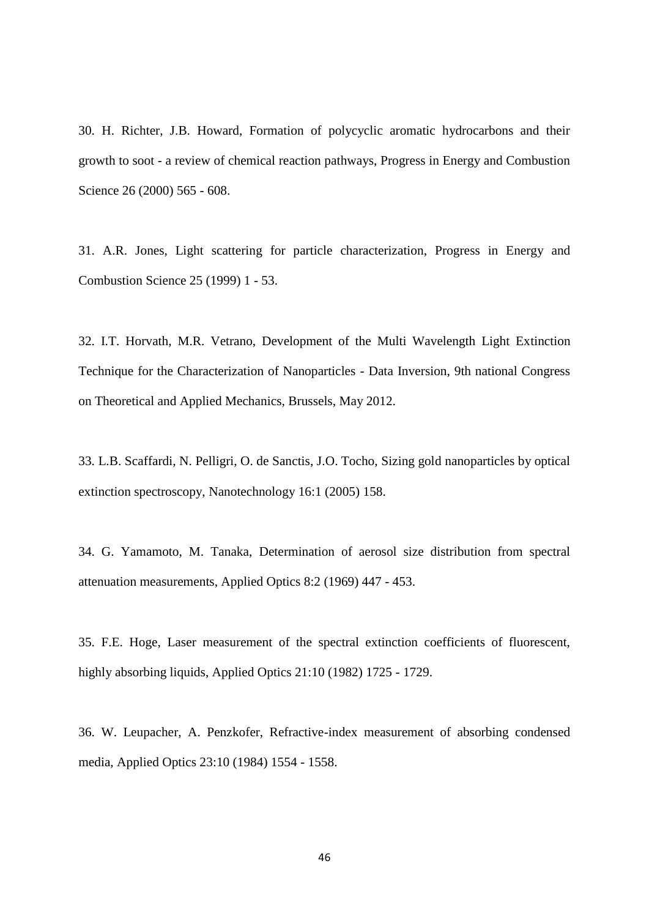30. H. Richter, J.B. Howard, Formation of polycyclic aromatic hydrocarbons and their growth to soot - a review of chemical reaction pathways, Progress in Energy and Combustion Science 26 (2000) 565 - 608.

31. A.R. Jones, Light scattering for particle characterization, Progress in Energy and Combustion Science 25 (1999) 1 - 53.

32. I.T. Horvath, M.R. Vetrano, Development of the Multi Wavelength Light Extinction Technique for the Characterization of Nanoparticles - Data Inversion, 9th national Congress on Theoretical and Applied Mechanics, Brussels, May 2012.

33. L.B. Scaffardi, N. Pelligri, O. de Sanctis, J.O. Tocho, Sizing gold nanoparticles by optical extinction spectroscopy, Nanotechnology 16:1 (2005) 158.

34. G. Yamamoto, M. Tanaka, Determination of aerosol size distribution from spectral attenuation measurements, Applied Optics 8:2 (1969) 447 - 453.

35. F.E. Hoge, Laser measurement of the spectral extinction coefficients of fluorescent, highly absorbing liquids, Applied Optics 21:10 (1982) 1725 - 1729.

36. W. Leupacher, A. Penzkofer, Refractive-index measurement of absorbing condensed media, Applied Optics 23:10 (1984) 1554 - 1558.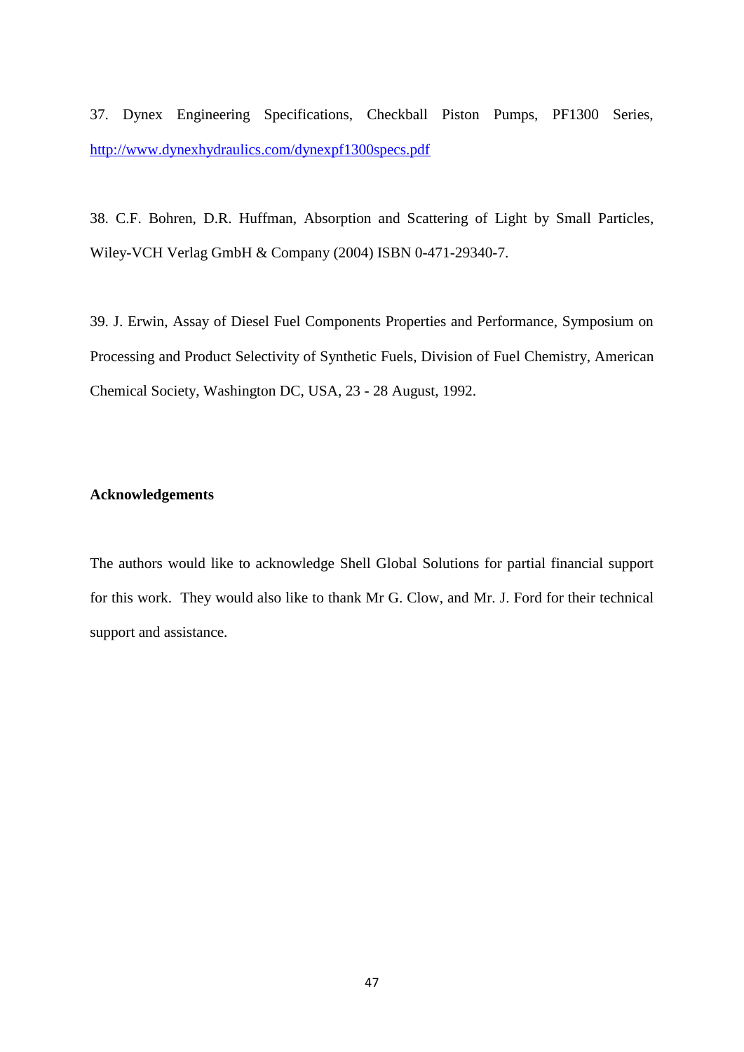37. Dynex Engineering Specifications, Checkball Piston Pumps, PF1300 Series, http://www.dynexhydraulics.com/dynexpf1300specs.pdf

38. C.F. Bohren, D.R. Huffman, Absorption and Scattering of Light by Small Particles, Wiley-VCH Verlag GmbH & Company (2004) ISBN 0-471-29340-7.

39. J. Erwin, Assay of Diesel Fuel Components Properties and Performance, Symposium on Processing and Product Selectivity of Synthetic Fuels, Division of Fuel Chemistry, American Chemical Society, Washington DC, USA, 23 - 28 August, 1992.

**Acknowledgements**

The authors would like to acknowledge Shell Global Solutions for partial financial support for this work. They would also like to thank Mr G. Clow, and Mr. J. Ford for their technical support and assistance.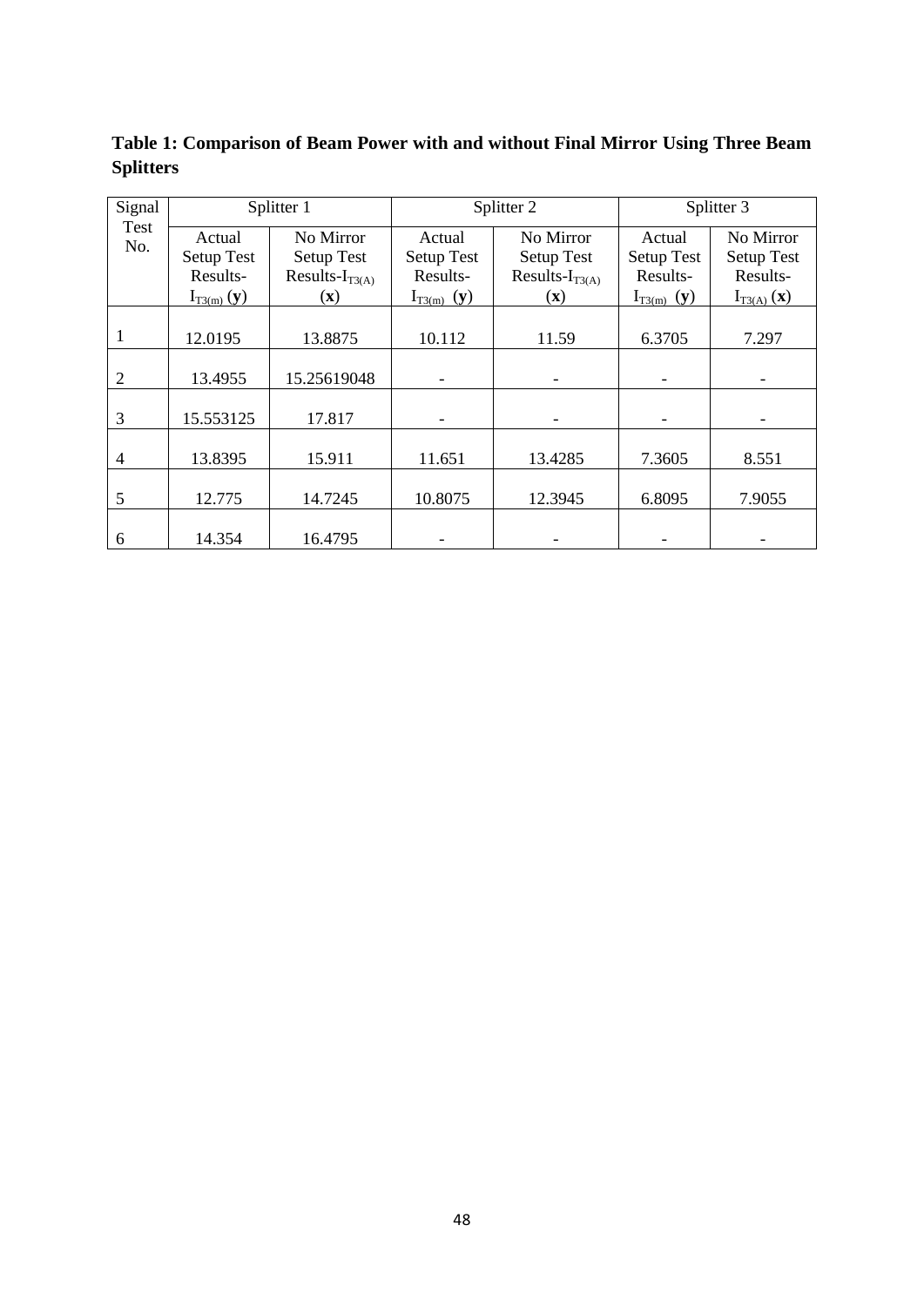**Table 1: Comparison of Beam Power with and without Final Mirror Using Three Beam Splitters**

| Signal Test No. | Splitter 1 | | Splitter 2 | | Splitter 3 | |
|---|---|---|---|---|---|---|
| | Actual Setup Test Results- $I_{T3(m)}$ (**y**) | No Mirror Setup Test Results-$I_{T3(A)}$ (**x**) | Actual Setup Test Results- $I_{T3(m)}$ (**y**) | No Mirror Setup Test Results-$I_{T3(A)}$ (**x**) | Actual Setup Test Results- $I_{T3(m)}$ (**y**) | No Mirror Setup Test Results- $I_{T3(A)}$ (**x**) |
| 1 | 12.0195 | 13.8875 | 10.112 | 11.59 | 6.3705 | 7.297 |
| 2 | 13.4955 | 15.25619048 | - | - | - | - |
| 3 | 15.553125 | 17.817 | - | - | - | - |
| 4 | 13.8395 | 15.911 | 11.651 | 13.4285 | 7.3605 | 8.551 |
| 5 | 12.775 | 14.7245 | 10.8075 | 12.3945 | 6.8095 | 7.9055 |
| 6 | 14.354 | 16.4795 | - | - | - | - |